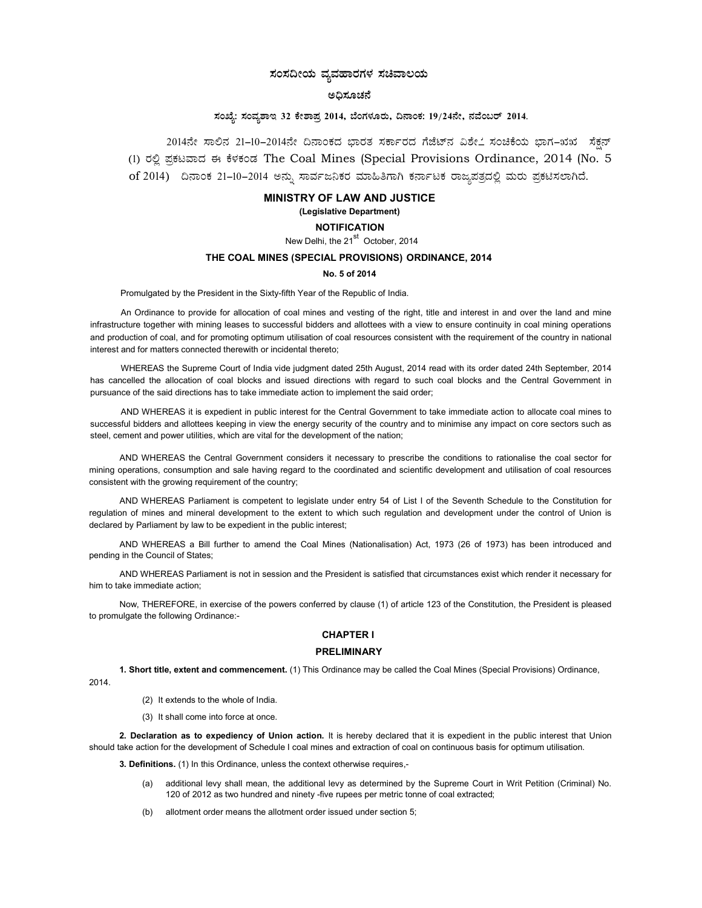# ಸಂಸದೀಯ ವ್ಯವಹಾರಗಳ ಸಚಿವಾಲಯ

## ಅಧಿಸೂಚನೆ

**ಸಂಖ್ಯೆ: ಸಂವ್ಯಶಾಇ 32 ಕೇಶಾಪ್ರ 2014, ಬೆಂಗಳೂರು, ದಿನಾಂಕ: 19/24ನೇ, ನವೆಂಬರ್ 2014.**

2014ನೇ ಸಾಲಿನ 21-10-2014ನೇ ದಿನಾಂಕದ ಭಾರತ ಸರ್ಕಾರದ ಗೆಜೆಟ್‌ನ ವಿಶೇಷ ಸಂಚಿಕೆಯ ಭಾಗ-II ಸೆಕ್ಷನ್ (1) ರಲ್ಲಿ ಪ್ರಕಟವಾದ ಈ ಕೆಳಕಂಡ The Coal Mines (Special Provisions Ordinance, 2014 (No. 5 of 2014) ದಿನಾಂಕ 21-10-2014 ಅನ್ನು ಸಾರ್ವಜನಿಕರ ಮಾಹಿತಿಗಾಗಿ ಕರ್ನಾಟಕ ರಾಜ್ಯಪತ್ರದಲ್ಲಿ ಮರು ಪ್ರಕಟಿಸಲಾಗಿದೆ.

## MINISTRY OF LAW AND JUSTICE

**(Legislative Department)**

**NOTIFICATION**

New Delhi, the 21st October, 2014

## THE COAL MINES (SPECIAL PROVISIONS) ORDINANCE, 2014

**No. 5 of 2014**

Promulgated by the President in the Sixty-fifth Year of the Republic of India.

An Ordinance to provide for allocation of coal mines and vesting of the right, title and interest in and over the land and mine infrastructure together with mining leases to successful bidders and allottees with a view to ensure continuity in coal mining operations and production of coal, and for promoting optimum utilisation of coal resources consistent with the requirement of the country in national interest and for matters connected therewith or incidental thereto;

WHEREAS the Supreme Court of India vide judgment dated 25th August, 2014 read with its order dated 24th September, 2014 has cancelled the allocation of coal blocks and issued directions with regard to such coal blocks and the Central Government in pursuance of the said directions has to take immediate action to implement the said order;

AND WHEREAS it is expedient in public interest for the Central Government to take immediate action to allocate coal mines to successful bidders and allottees keeping in view the energy security of the country and to minimise any impact on core sectors such as steel, cement and power utilities, which are vital for the development of the nation;

AND WHEREAS the Central Government considers it necessary to prescribe the conditions to rationalise the coal sector for mining operations, consumption and sale having regard to the coordinated and scientific development and utilisation of coal resources consistent with the growing requirement of the country;

AND WHEREAS Parliament is competent to legislate under entry 54 of List I of the Seventh Schedule to the Constitution for regulation of mines and mineral development to the extent to which such regulation and development under the control of Union is declared by Parliament by law to be expedient in the public interest;

AND WHEREAS a Bill further to amend the Coal Mines (Nationalisation) Act, 1973 (26 of 1973) has been introduced and pending in the Council of States;

AND WHEREAS Parliament is not in session and the President is satisfied that circumstances exist which render it necessary for him to take immediate action;

Now, THEREFORE, in exercise of the powers conferred by clause (1) of article 123 of the Constitution, the President is pleased to promulgate the following Ordinance:-

### CHAPTER I

### PRELIMINARY

**1. Short title, extent and commencement.** (1) This Ordinance may be called the Coal Mines (Special Provisions) Ordinance, 2014.

(2) It extends to the whole of India.

(3) It shall come into force at once.

**2. Declaration as to expediency of Union action.** It is hereby declared that it is expedient in the public interest that Union should take action for the development of Schedule I coal mines and extraction of coal on continuous basis for optimum utilisation.

**3. Definitions.** (1) In this Ordinance, unless the context otherwise requires,-

(a) additional levy shall mean, the additional levy as determined by the Supreme Court in Writ Petition (Criminal) No. 120 of 2012 as two hundred and ninety -five rupees per metric tonne of coal extracted;

(b) allotment order means the allotment order issued under section 5;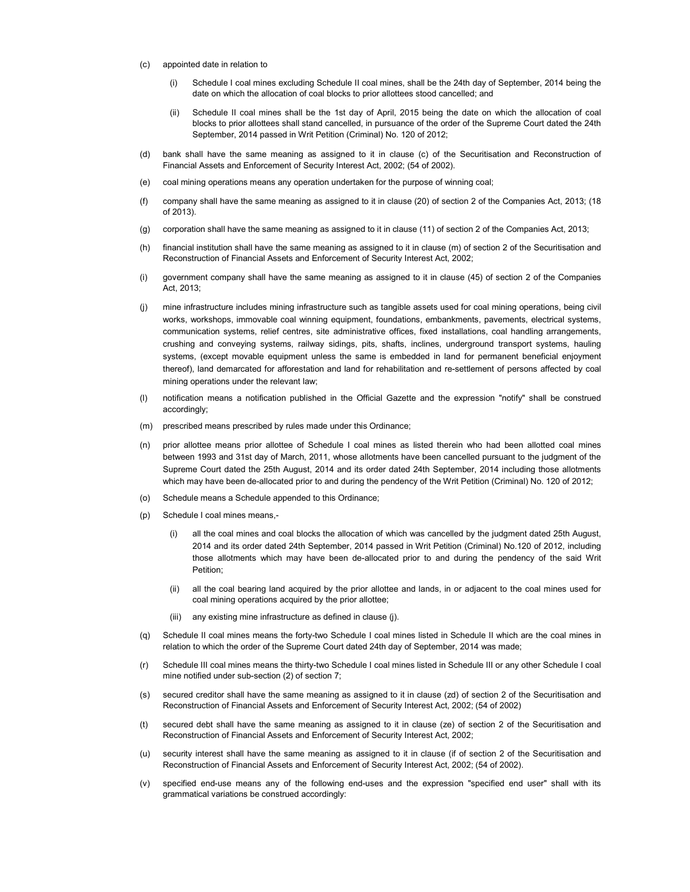(c) appointed date in relation to

  (i) Schedule I coal mines excluding Schedule II coal mines, shall be the 24th day of September, 2014 being the date on which the allocation of coal blocks to prior allottees stood cancelled; and

  (ii) Schedule II coal mines shall be the 1st day of April, 2015 being the date on which the allocation of coal blocks to prior allottees shall stand cancelled, in pursuance of the order of the Supreme Court dated the 24th September, 2014 passed in Writ Petition (Criminal) No. 120 of 2012;

(d) bank shall have the same meaning as assigned to it in clause (c) of the Securitisation and Reconstruction of Financial Assets and Enforcement of Security Interest Act, 2002; (54 of 2002).

(e) coal mining operations means any operation undertaken for the purpose of winning coal;

(f) company shall have the same meaning as assigned to it in clause (20) of section 2 of the Companies Act, 2013; (18 of 2013).

(g) corporation shall have the same meaning as assigned to it in clause (11) of section 2 of the Companies Act, 2013;

(h) financial institution shall have the same meaning as assigned to it in clause (m) of section 2 of the Securitisation and Reconstruction of Financial Assets and Enforcement of Security Interest Act, 2002;

(i) government company shall have the same meaning as assigned to it in clause (45) of section 2 of the Companies Act, 2013;

(j) mine infrastructure includes mining infrastructure such as tangible assets used for coal mining operations, being civil works, workshops, immovable coal winning equipment, foundations, embankments, pavements, electrical systems, communication systems, relief centres, site administrative offices, fixed installations, coal handling arrangements, crushing and conveying systems, railway sidings, pits, shafts, inclines, underground transport systems, hauling systems, (except movable equipment unless the same is embedded in land for permanent beneficial enjoyment thereof), land demarcated for afforestation and land for rehabilitation and re-settlement of persons affected by coal mining operations under the relevant law;

(l) notification means a notification published in the Official Gazette and the expression "notify" shall be construed accordingly;

(m) prescribed means prescribed by rules made under this Ordinance;

(n) prior allottee means prior allottee of Schedule I coal mines as listed therein who had been allotted coal mines between 1993 and 31st day of March, 2011, whose allotments have been cancelled pursuant to the judgment of the Supreme Court dated the 25th August, 2014 and its order dated 24th September, 2014 including those allotments which may have been de-allocated prior to and during the pendency of the Writ Petition (Criminal) No. 120 of 2012;

(o) Schedule means a Schedule appended to this Ordinance;

(p) Schedule I coal mines means,-

  (i) all the coal mines and coal blocks the allocation of which was cancelled by the judgment dated 25th August, 2014 and its order dated 24th September, 2014 passed in Writ Petition (Criminal) No.120 of 2012, including those allotments which may have been de-allocated prior to and during the pendency of the said Writ Petition;

  (ii) all the coal bearing land acquired by the prior allottee and lands, in or adjacent to the coal mines used for coal mining operations acquired by the prior allottee;

  (iii) any existing mine infrastructure as defined in clause (j).

(q) Schedule II coal mines means the forty-two Schedule I coal mines listed in Schedule II which are the coal mines in relation to which the order of the Supreme Court dated 24th day of September, 2014 was made;

(r) Schedule III coal mines means the thirty-two Schedule I coal mines listed in Schedule III or any other Schedule I coal mine notified under sub-section (2) of section 7;

(s) secured creditor shall have the same meaning as assigned to it in clause (zd) of section 2 of the Securitisation and Reconstruction of Financial Assets and Enforcement of Security Interest Act, 2002; (54 of 2002)

(t) secured debt shall have the same meaning as assigned to it in clause (ze) of section 2 of the Securitisation and Reconstruction of Financial Assets and Enforcement of Security Interest Act, 2002;

(u) security interest shall have the same meaning as assigned to it in clause (if of section 2 of the Securitisation and Reconstruction of Financial Assets and Enforcement of Security Interest Act, 2002; (54 of 2002).

(v) specified end-use means any of the following end-uses and the expression "specified end user" shall with its grammatical variations be construed accordingly: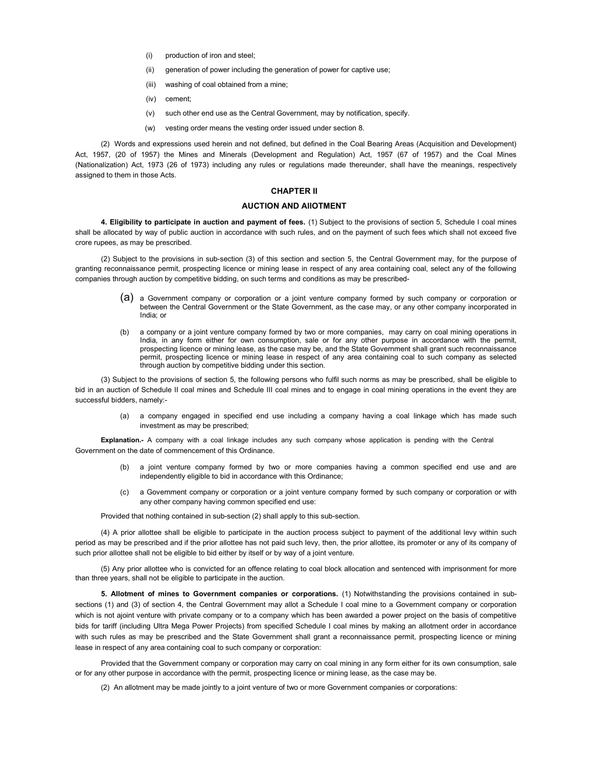(i) production of iron and steel;

(ii) generation of power including the generation of power for captive use;

(iii) washing of coal obtained from a mine;

(iv) cement;

(v) such other end use as the Central Government, may by notification, specify.

(w) vesting order means the vesting order issued under section 8.

(2) Words and expressions used herein and not defined, but defined in the Coal Bearing Areas (Acquisition and Development) Act, 1957, (20 of 1957) the Mines and Minerals (Development and Regulation) Act, 1957 (67 of 1957) and the Coal Mines (Nationalization) Act, 1973 (26 of 1973) including any rules or regulations made thereunder, shall have the meanings, respectively assigned to them in those Acts.

## CHAPTER II

## AUCTION AND AllOTMENT

**4. Eligibility to participate in auction and payment of fees.** (1) Subject to the provisions of section 5, Schedule I coal mines shall be allocated by way of public auction in accordance with such rules, and on the payment of such fees which shall not exceed five crore rupees, as may be prescribed.

(2) Subject to the provisions in sub-section (3) of this section and section 5, the Central Government may, for the purpose of granting reconnaissance permit, prospecting licence or mining lease in respect of any area containing coal, select any of the following companies through auction by competitive bidding, on such terms and conditions as may be prescribed-

(a) a Government company or corporation or a joint venture company formed by such company or corporation or between the Central Government or the State Government, as the case may, or any other company incorporated in India; or

(b) a company or a joint venture company formed by two or more companies, may carry on coal mining operations in India, in any form either for own consumption, sale or for any other purpose in accordance with the permit, prospecting licence or mining lease, as the case may be, and the State Government shall grant such reconnaissance permit, prospecting licence or mining lease in respect of any area containing coal to such company as selected through auction by competitive bidding under this section.

(3) Subject to the provisions of section 5, the following persons who fulfil such norms as may be prescribed, shall be eligible to bid in an auction of Schedule II coal mines and Schedule III coal mines and to engage in coal mining operations in the event they are successful bidders, namely:-

(a) a company engaged in specified end use including a company having a coal linkage which has made such investment as may be prescribed;

**Explanation.-** A company with a coal linkage includes any such company whose application is pending with the Central Government on the date of commencement of this Ordinance.

(b) a joint venture company formed by two or more companies having a common specified end use and are independently eligible to bid in accordance with this Ordinance;

(c) a Government company or corporation or a joint venture company formed by such company or corporation or with any other company having common specified end use:

Provided that nothing contained in sub-section (2) shall apply to this sub-section.

(4) A prior allottee shall be eligible to participate in the auction process subject to payment of the additional levy within such period as may be prescribed and if the prior allottee has not paid such levy, then, the prior allottee, its promoter or any of its company of such prior allottee shall not be eligible to bid either by itself or by way of a joint venture.

(5) Any prior allottee who is convicted for an offence relating to coal block allocation and sentenced with imprisonment for more than three years, shall not be eligible to participate in the auction.

**5. Allotment of mines to Government companies or corporations.** (1) Notwithstanding the provisions contained in sub-sections (1) and (3) of section 4, the Central Government may allot a Schedule I coal mine to a Government company or corporation which is not ajoint venture with private company or to a company which has been awarded a power project on the basis of competitive bids for tariff (including Ultra Mega Power Projects) from specified Schedule I coal mines by making an allotment order in accordance with such rules as may be prescribed and the State Government shall grant a reconnaissance permit, prospecting licence or mining lease in respect of any area containing coal to such company or corporation:

Provided that the Government company or corporation may carry on coal mining in any form either for its own consumption, sale or for any other purpose in accordance with the permit, prospecting licence or mining lease, as the case may be.

(2) An allotment may be made jointly to a joint venture of two or more Government companies or corporations: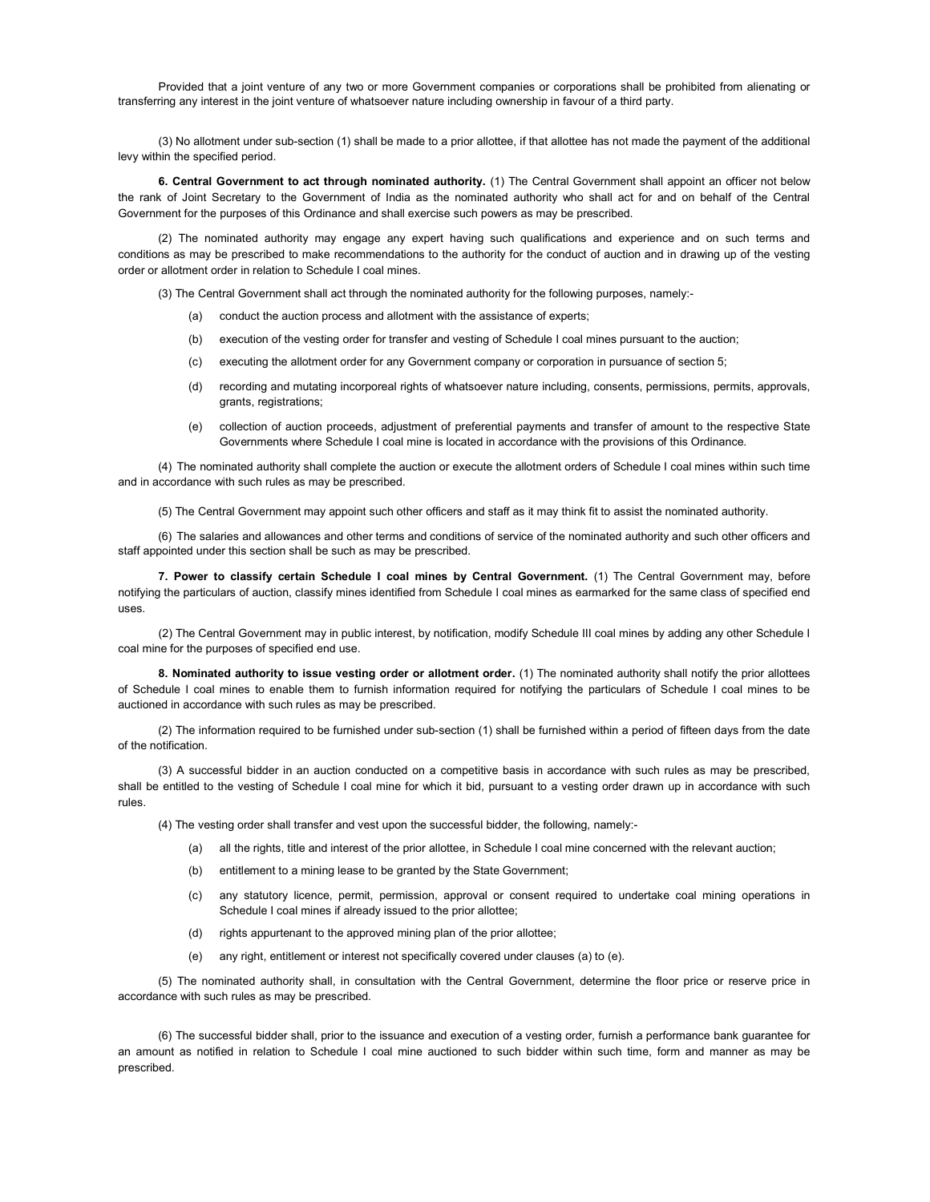Provided that a joint venture of any two or more Government companies or corporations shall be prohibited from alienating or transferring any interest in the joint venture of whatsoever nature including ownership in favour of a third party.

(3) No allotment under sub-section (1) shall be made to a prior allottee, if that allottee has not made the payment of the additional levy within the specified period.

**6. Central Government to act through nominated authority.** (1) The Central Government shall appoint an officer not below the rank of Joint Secretary to the Government of India as the nominated authority who shall act for and on behalf of the Central Government for the purposes of this Ordinance and shall exercise such powers as may be prescribed.

(2) The nominated authority may engage any expert having such qualifications and experience and on such terms and conditions as may be prescribed to make recommendations to the authority for the conduct of auction and in drawing up of the vesting order or allotment order in relation to Schedule I coal mines.

(3) The Central Government shall act through the nominated authority for the following purposes, namely:-

(a) conduct the auction process and allotment with the assistance of experts;

(b) execution of the vesting order for transfer and vesting of Schedule I coal mines pursuant to the auction;

(c) executing the allotment order for any Government company or corporation in pursuance of section 5;

(d) recording and mutating incorporeal rights of whatsoever nature including, consents, permissions, permits, approvals, grants, registrations;

(e) collection of auction proceeds, adjustment of preferential payments and transfer of amount to the respective State Governments where Schedule I coal mine is located in accordance with the provisions of this Ordinance.

(4) The nominated authority shall complete the auction or execute the allotment orders of Schedule I coal mines within such time and in accordance with such rules as may be prescribed.

(5) The Central Government may appoint such other officers and staff as it may think fit to assist the nominated authority.

(6) The salaries and allowances and other terms and conditions of service of the nominated authority and such other officers and staff appointed under this section shall be such as may be prescribed.

**7. Power to classify certain Schedule I coal mines by Central Government.** (1) The Central Government may, before notifying the particulars of auction, classify mines identified from Schedule I coal mines as earmarked for the same class of specified end uses.

(2) The Central Government may in public interest, by notification, modify Schedule III coal mines by adding any other Schedule I coal mine for the purposes of specified end use.

**8. Nominated authority to issue vesting order or allotment order.** (1) The nominated authority shall notify the prior allottees of Schedule I coal mines to enable them to furnish information required for notifying the particulars of Schedule I coal mines to be auctioned in accordance with such rules as may be prescribed.

(2) The information required to be furnished under sub-section (1) shall be furnished within a period of fifteen days from the date of the notification.

(3) A successful bidder in an auction conducted on a competitive basis in accordance with such rules as may be prescribed, shall be entitled to the vesting of Schedule I coal mine for which it bid, pursuant to a vesting order drawn up in accordance with such rules.

(4) The vesting order shall transfer and vest upon the successful bidder, the following, namely:-

(a) all the rights, title and interest of the prior allottee, in Schedule I coal mine concerned with the relevant auction;

(b) entitlement to a mining lease to be granted by the State Government;

(c) any statutory licence, permit, permission, approval or consent required to undertake coal mining operations in Schedule I coal mines if already issued to the prior allottee;

(d) rights appurtenant to the approved mining plan of the prior allottee;

(e) any right, entitlement or interest not specifically covered under clauses (a) to (e).

(5) The nominated authority shall, in consultation with the Central Government, determine the floor price or reserve price in accordance with such rules as may be prescribed.

(6) The successful bidder shall, prior to the issuance and execution of a vesting order, furnish a performance bank guarantee for an amount as notified in relation to Schedule I coal mine auctioned to such bidder within such time, form and manner as may be prescribed.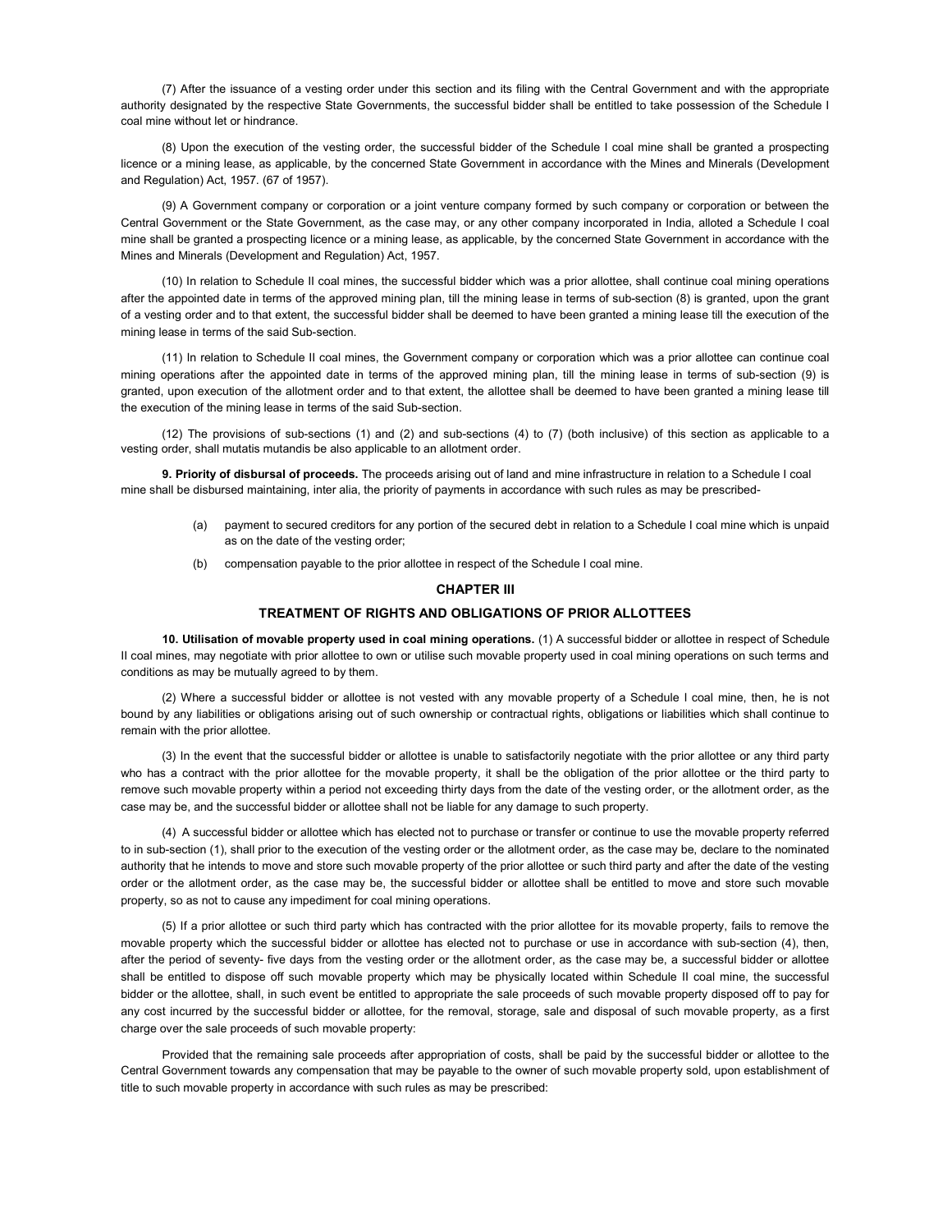(7) After the issuance of a vesting order under this section and its filing with the Central Government and with the appropriate authority designated by the respective State Governments, the successful bidder shall be entitled to take possession of the Schedule I coal mine without let or hindrance.

(8) Upon the execution of the vesting order, the successful bidder of the Schedule I coal mine shall be granted a prospecting licence or a mining lease, as applicable, by the concerned State Government in accordance with the Mines and Minerals (Development and Regulation) Act, 1957. (67 of 1957).

(9) A Government company or corporation or a joint venture company formed by such company or corporation or between the Central Government or the State Government, as the case may, or any other company incorporated in India, alloted a Schedule I coal mine shall be granted a prospecting licence or a mining lease, as applicable, by the concerned State Government in accordance with the Mines and Minerals (Development and Regulation) Act, 1957.

(10) In relation to Schedule II coal mines, the successful bidder which was a prior allottee, shall continue coal mining operations after the appointed date in terms of the approved mining plan, till the mining lease in terms of sub-section (8) is granted, upon the grant of a vesting order and to that extent, the successful bidder shall be deemed to have been granted a mining lease till the execution of the mining lease in terms of the said Sub-section.

(11) In relation to Schedule II coal mines, the Government company or corporation which was a prior allottee can continue coal mining operations after the appointed date in terms of the approved mining plan, till the mining lease in terms of sub-section (9) is granted, upon execution of the allotment order and to that extent, the allottee shall be deemed to have been granted a mining lease till the execution of the mining lease in terms of the said Sub-section.

(12) The provisions of sub-sections (1) and (2) and sub-sections (4) to (7) (both inclusive) of this section as applicable to a vesting order, shall mutatis mutandis be also applicable to an allotment order.

**9. Priority of disbursal of proceeds.** The proceeds arising out of land and mine infrastructure in relation to a Schedule I coal mine shall be disbursed maintaining, inter alia, the priority of payments in accordance with such rules as may be prescribed-

(a) payment to secured creditors for any portion of the secured debt in relation to a Schedule I coal mine which is unpaid as on the date of the vesting order;

(b) compensation payable to the prior allottee in respect of the Schedule I coal mine.

## CHAPTER III

## TREATMENT OF RIGHTS AND OBLIGATIONS OF PRIOR ALLOTTEES

**10. Utilisation of movable property used in coal mining operations.** (1) A successful bidder or allottee in respect of Schedule II coal mines, may negotiate with prior allottee to own or utilise such movable property used in coal mining operations on such terms and conditions as may be mutually agreed to by them.

(2) Where a successful bidder or allottee is not vested with any movable property of a Schedule I coal mine, then, he is not bound by any liabilities or obligations arising out of such ownership or contractual rights, obligations or liabilities which shall continue to remain with the prior allottee.

(3) In the event that the successful bidder or allottee is unable to satisfactorily negotiate with the prior allottee or any third party who has a contract with the prior allottee for the movable property, it shall be the obligation of the prior allottee or the third party to remove such movable property within a period not exceeding thirty days from the date of the vesting order, or the allotment order, as the case may be, and the successful bidder or allottee shall not be liable for any damage to such property.

(4) A successful bidder or allottee which has elected not to purchase or transfer or continue to use the movable property referred to in sub-section (1), shall prior to the execution of the vesting order or the allotment order, as the case may be, declare to the nominated authority that he intends to move and store such movable property of the prior allottee or such third party and after the date of the vesting order or the allotment order, as the case may be, the successful bidder or allottee shall be entitled to move and store such movable property, so as not to cause any impediment for coal mining operations.

(5) If a prior allottee or such third party which has contracted with the prior allottee for its movable property, fails to remove the movable property which the successful bidder or allottee has elected not to purchase or use in accordance with sub-section (4), then, after the period of seventy- five days from the vesting order or the allotment order, as the case may be, a successful bidder or allottee shall be entitled to dispose off such movable property which may be physically located within Schedule II coal mine, the successful bidder or the allottee, shall, in such event be entitled to appropriate the sale proceeds of such movable property disposed off to pay for any cost incurred by the successful bidder or allottee, for the removal, storage, sale and disposal of such movable property, as a first charge over the sale proceeds of such movable property:

Provided that the remaining sale proceeds after appropriation of costs, shall be paid by the successful bidder or allottee to the Central Government towards any compensation that may be payable to the owner of such movable property sold, upon establishment of title to such movable property in accordance with such rules as may be prescribed: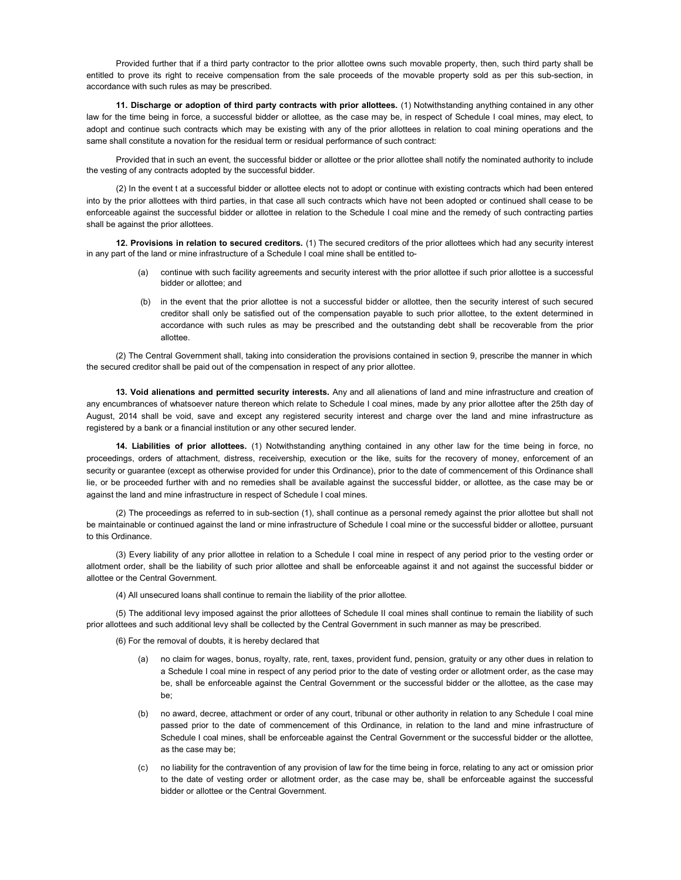Provided further that if a third party contractor to the prior allottee owns such movable property, then, such third party shall be entitled to prove its right to receive compensation from the sale proceeds of the movable property sold as per this sub-section, in accordance with such rules as may be prescribed.

**11. Discharge or adoption of third party contracts with prior allottees.** (1) Notwithstanding anything contained in any other law for the time being in force, a successful bidder or allottee, as the case may be, in respect of Schedule I coal mines, may elect, to adopt and continue such contracts which may be existing with any of the prior allottees in relation to coal mining operations and the same shall constitute a novation for the residual term or residual performance of such contract:

Provided that in such an event, the successful bidder or allottee or the prior allottee shall notify the nominated authority to include the vesting of any contracts adopted by the successful bidder.

(2) In the event t at a successful bidder or allottee elects not to adopt or continue with existing contracts which had been entered into by the prior allottees with third parties, in that case all such contracts which have not been adopted or continued shall cease to be enforceable against the successful bidder or allottee in relation to the Schedule I coal mine and the remedy of such contracting parties shall be against the prior allottees.

**12. Provisions in relation to secured creditors.** (1) The secured creditors of the prior allottees which had any security interest in any part of the land or mine infrastructure of a Schedule I coal mine shall be entitled to-

(a) continue with such facility agreements and security interest with the prior allottee if such prior allottee is a successful bidder or allottee; and

(b) in the event that the prior allottee is not a successful bidder or allottee, then the security interest of such secured creditor shall only be satisfied out of the compensation payable to such prior allottee, to the extent determined in accordance with such rules as may be prescribed and the outstanding debt shall be recoverable from the prior allottee.

(2) The Central Government shall, taking into consideration the provisions contained in section 9, prescribe the manner in which the secured creditor shall be paid out of the compensation in respect of any prior allottee.

**13. Void alienations and permitted security interests.** Any and all alienations of land and mine infrastructure and creation of any encumbrances of whatsoever nature thereon which relate to Schedule I coal mines, made by any prior allottee after the 25th day of August, 2014 shall be void, save and except any registered security interest and charge over the land and mine infrastructure as registered by a bank or a financial institution or any other secured lender.

**14. Liabilities of prior allottees.** (1) Notwithstanding anything contained in any other law for the time being in force, no proceedings, orders of attachment, distress, receivership, execution or the like, suits for the recovery of money, enforcement of an security or guarantee (except as otherwise provided for under this Ordinance), prior to the date of commencement of this Ordinance shall lie, or be proceeded further with and no remedies shall be available against the successful bidder, or allottee, as the case may be or against the land and mine infrastructure in respect of Schedule I coal mines.

(2) The proceedings as referred to in sub-section (1), shall continue as a personal remedy against the prior allottee but shall not be maintainable or continued against the land or mine infrastructure of Schedule I coal mine or the successful bidder or allottee, pursuant to this Ordinance.

(3) Every liability of any prior allottee in relation to a Schedule I coal mine in respect of any period prior to the vesting order or allotment order, shall be the liability of such prior allottee and shall be enforceable against it and not against the successful bidder or allottee or the Central Government.

(4) All unsecured loans shall continue to remain the liability of the prior allottee.

(5) The additional levy imposed against the prior allottees of Schedule II coal mines shall continue to remain the liability of such prior allottees and such additional levy shall be collected by the Central Government in such manner as may be prescribed.

(6) For the removal of doubts, it is hereby declared that

(a) no claim for wages, bonus, royalty, rate, rent, taxes, provident fund, pension, gratuity or any other dues in relation to a Schedule I coal mine in respect of any period prior to the date of vesting order or allotment order, as the case may be, shall be enforceable against the Central Government or the successful bidder or the allottee, as the case may be;

(b) no award, decree, attachment or order of any court, tribunal or other authority in relation to any Schedule I coal mine passed prior to the date of commencement of this Ordinance, in relation to the land and mine infrastructure of Schedule I coal mines, shall be enforceable against the Central Government or the successful bidder or the allottee, as the case may be;

(c) no liability for the contravention of any provision of law for the time being in force, relating to any act or omission prior to the date of vesting order or allotment order, as the case may be, shall be enforceable against the successful bidder or allottee or the Central Government.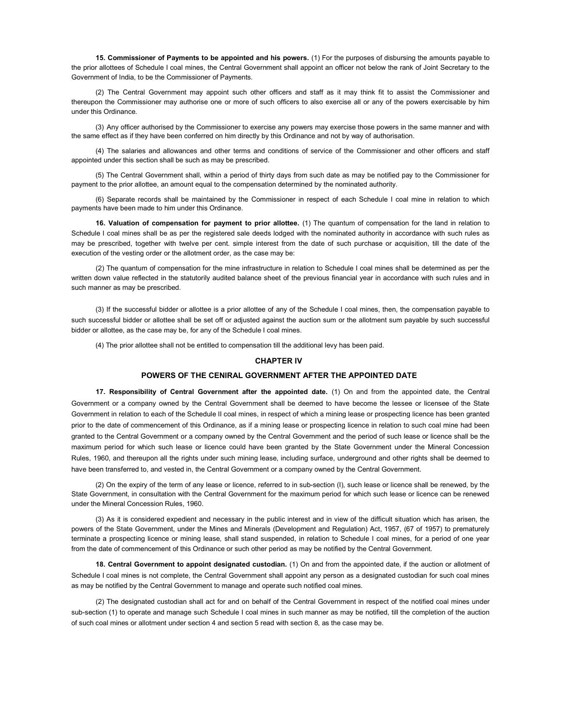**15. Commissioner of Payments to be appointed and his powers.** (1) For the purposes of disbursing the amounts payable to the prior allottees of Schedule I coal mines, the Central Government shall appoint an officer not below the rank of Joint Secretary to the Government of India, to be the Commissioner of Payments.

(2) The Central Government may appoint such other officers and staff as it may think fit to assist the Commissioner and thereupon the Commissioner may authorise one or more of such officers to also exercise all or any of the powers exercisable by him under this Ordinance.

(3) Any officer authorised by the Commissioner to exercise any powers may exercise those powers in the same manner and with the same effect as if they have been conferred on him directly by this Ordinance and not by way of authorisation.

(4) The salaries and allowances and other terms and conditions of service of the Commissioner and other officers and staff appointed under this section shall be such as may be prescribed.

(5) The Central Government shall, within a period of thirty days from such date as may be notified pay to the Commissioner for payment to the prior allottee, an amount equal to the compensation determined by the nominated authority.

(6) Separate records shall be maintained by the Commissioner in respect of each Schedule I coal mine in relation to which payments have been made to him under this Ordinance.

**16. Valuation of compensation for payment to prior allottee.** (1) The quantum of compensation for the land in relation to Schedule I coal mines shall be as per the registered sale deeds lodged with the nominated authority in accordance with such rules as may be prescribed, together with twelve per cent. simple interest from the date of such purchase or acquisition, till the date of the execution of the vesting order or the allotment order, as the case may be:

(2) The quantum of compensation for the mine infrastructure in relation to Schedule I coal mines shall be determined as per the written down value reflected in the statutorily audited balance sheet of the previous financial year in accordance with such rules and in such manner as may be prescribed.

(3) If the successful bidder or allottee is a prior allottee of any of the Schedule I coal mines, then, the compensation payable to such successful bidder or allottee shall be set off or adjusted against the auction sum or the allotment sum payable by such successful bidder or allottee, as the case may be, for any of the Schedule I coal mines.

(4) The prior allottee shall not be entitled to compensation till the additional levy has been paid.

## CHAPTER IV

## POWERS OF THE CENIRAL GOVERNMENT AFTER THE APPOINTED DATE

**17. Responsibility of Central Government after the appointed date.** (1) On and from the appointed date, the Central Government or a company owned by the Central Government shall be deemed to have become the lessee or licensee of the State Government in relation to each of the Schedule II coal mines, in respect of which a mining lease or prospecting licence has been granted prior to the date of commencement of this Ordinance, as if a mining lease or prospecting licence in relation to such coal mine had been granted to the Central Government or a company owned by the Central Government and the period of such lease or licence shall be the maximum period for which such lease or licence could have been granted by the State Government under the Mineral Concession Rules, 1960, and thereupon all the rights under such mining lease, including surface, underground and other rights shall be deemed to have been transferred to, and vested in, the Central Government or a company owned by the Central Government.

(2) On the expiry of the term of any lease or licence, referred to in sub-section (I), such lease or licence shall be renewed, by the State Government, in consultation with the Central Government for the maximum period for which such lease or licence can be renewed under the Mineral Concession Rules, 1960.

(3) As it is considered expedient and necessary in the public interest and in view of the difficult situation which has arisen, the powers of the State Government, under the Mines and Minerals (Development and Regulation) Act, 1957, (67 of 1957) to prematurely terminate a prospecting licence or mining lease, shall stand suspended, in relation to Schedule I coal mines, for a period of one year from the date of commencement of this Ordinance or such other period as may be notified by the Central Government.

**18. Central Government to appoint designated custodian.** (1) On and from the appointed date, if the auction or allotment of Schedule I coal mines is not complete, the Central Government shall appoint any person as a designated custodian for such coal mines as may be notified by the Central Government to manage and operate such notified coal mines.

(2) The designated custodian shall act for and on behalf of the Central Government in respect of the notified coal mines under sub-section (1) to operate and manage such Schedule I coal mines in such manner as may be notified, till the completion of the auction of such coal mines or allotment under section 4 and section 5 read with section 8, as the case may be.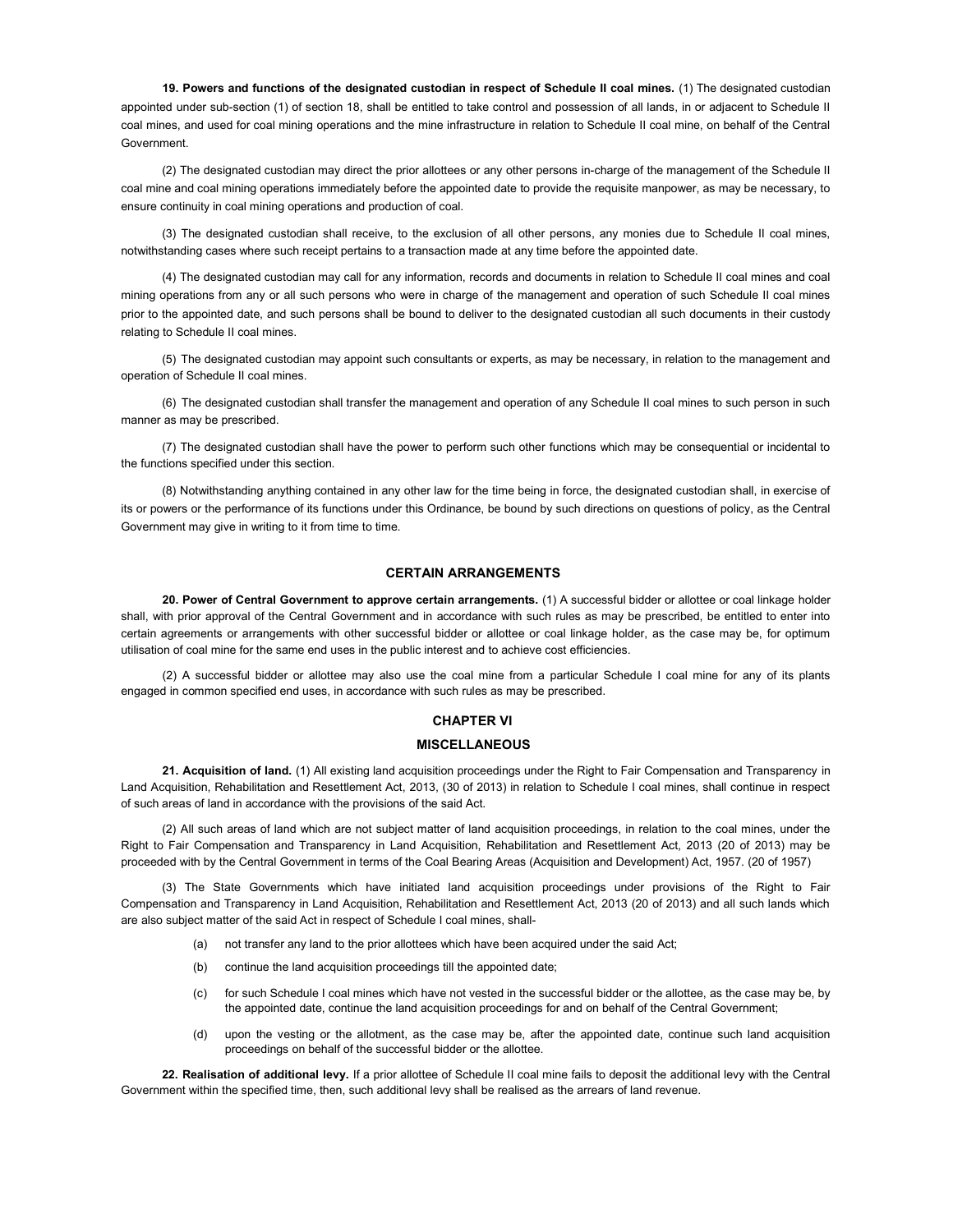**19. Powers and functions of the designated custodian in respect of Schedule II coal mines.** (1) The designated custodian appointed under sub-section (1) of section 18, shall be entitled to take control and possession of all lands, in or adjacent to Schedule II coal mines, and used for coal mining operations and the mine infrastructure in relation to Schedule II coal mine, on behalf of the Central Government.

(2) The designated custodian may direct the prior allottees or any other persons in-charge of the management of the Schedule II coal mine and coal mining operations immediately before the appointed date to provide the requisite manpower, as may be necessary, to ensure continuity in coal mining operations and production of coal.

(3) The designated custodian shall receive, to the exclusion of all other persons, any monies due to Schedule II coal mines, notwithstanding cases where such receipt pertains to a transaction made at any time before the appointed date.

(4) The designated custodian may call for any information, records and documents in relation to Schedule II coal mines and coal mining operations from any or all such persons who were in charge of the management and operation of such Schedule II coal mines prior to the appointed date, and such persons shall be bound to deliver to the designated custodian all such documents in their custody relating to Schedule II coal mines.

(5) The designated custodian may appoint such consultants or experts, as may be necessary, in relation to the management and operation of Schedule II coal mines.

(6) The designated custodian shall transfer the management and operation of any Schedule II coal mines to such person in such manner as may be prescribed.

(7) The designated custodian shall have the power to perform such other functions which may be consequential or incidental to the functions specified under this section.

(8) Notwithstanding anything contained in any other law for the time being in force, the designated custodian shall, in exercise of its or powers or the performance of its functions under this Ordinance, be bound by such directions on questions of policy, as the Central Government may give in writing to it from time to time.

## CERTAIN ARRANGEMENTS

**20. Power of Central Government to approve certain arrangements.** (1) A successful bidder or allottee or coal linkage holder shall, with prior approval of the Central Government and in accordance with such rules as may be prescribed, be entitled to enter into certain agreements or arrangements with other successful bidder or allottee or coal linkage holder, as the case may be, for optimum utilisation of coal mine for the same end uses in the public interest and to achieve cost efficiencies.

(2) A successful bidder or allottee may also use the coal mine from a particular Schedule I coal mine for any of its plants engaged in common specified end uses, in accordance with such rules as may be prescribed.

## CHAPTER VI

## MISCELLANEOUS

**21. Acquisition of land.** (1) All existing land acquisition proceedings under the Right to Fair Compensation and Transparency in Land Acquisition, Rehabilitation and Resettlement Act, 2013, (30 of 2013) in relation to Schedule I coal mines, shall continue in respect of such areas of land in accordance with the provisions of the said Act.

(2) All such areas of land which are not subject matter of land acquisition proceedings, in relation to the coal mines, under the Right to Fair Compensation and Transparency in Land Acquisition, Rehabilitation and Resettlement Act, 2013 (20 of 2013) may be proceeded with by the Central Government in terms of the Coal Bearing Areas (Acquisition and Development) Act, 1957. (20 of 1957)

(3) The State Governments which have initiated land acquisition proceedings under provisions of the Right to Fair Compensation and Transparency in Land Acquisition, Rehabilitation and Resettlement Act, 2013 (20 of 2013) and all such lands which are also subject matter of the said Act in respect of Schedule I coal mines, shall-

- (a) not transfer any land to the prior allottees which have been acquired under the said Act;
- (b) continue the land acquisition proceedings till the appointed date;
- (c) for such Schedule I coal mines which have not vested in the successful bidder or the allottee, as the case may be, by the appointed date, continue the land acquisition proceedings for and on behalf of the Central Government;
- (d) upon the vesting or the allotment, as the case may be, after the appointed date, continue such land acquisition proceedings on behalf of the successful bidder or the allottee.

**22. Realisation of additional levy.** If a prior allottee of Schedule II coal mine fails to deposit the additional levy with the Central Government within the specified time, then, such additional levy shall be realised as the arrears of land revenue.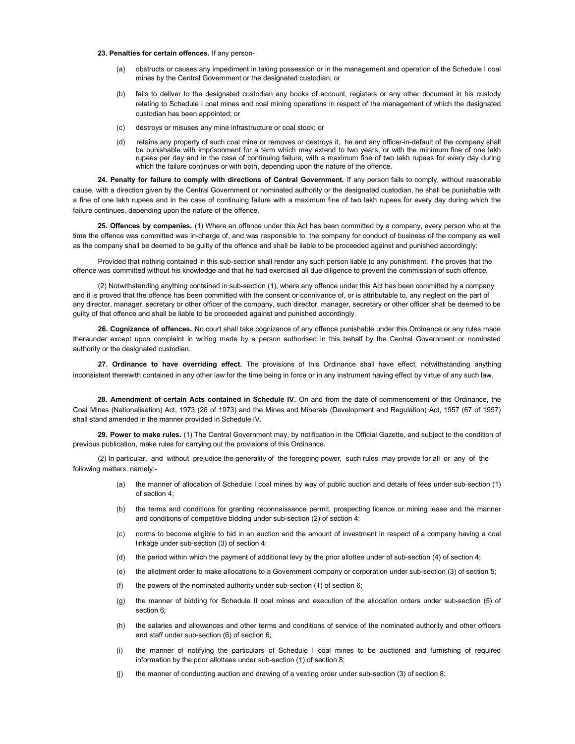**23. Penalties for certain offences.** If any person-

(a) obstructs or causes any impediment in taking possession or in the management and operation of the Schedule I coal mines by the Central Government or the designated custodian; or

(b) fails to deliver to the designated custodian any books of account, registers or any other document in his custody relating to Schedule I coal mines and coal mining operations in respect of the management of which the designated custodian has been appointed; or

(c) destroys or misuses any mine infrastructure or coal stock; or

(d) retains any property of such coal mine or removes or destroys it, he and any officer-in-default of the company shall be punishable with imprisonment for a term which may extend to two years, or with the minimum fine of one lakh rupees per day and in the case of continuing failure, with a maximum fine of two lakh rupees for every day during which the failure continues or with both, depending upon the nature of the offence.

**24. Penalty for failure to comply with directions of Central Government.** If any person fails to comply, without reasonable cause, with a direction given by the Central Government or nominated authority or the designated custodian, he shall be punishable with a fine of one lakh rupees and in the case of continuing failure with a maximum fine of two lakh rupees for every day during which the failure continues, depending upon the nature of the offence.

**25. Offences by companies.** (1) Where an offence under this Act has been committed by a company, every person who at the time the offence was committed was in-charge of, and was responsible to, the company for conduct of business of the company as well as the company shall be deemed to be guilty of the offence and shall be liable to be proceeded against and punished accordingly:

Provided that nothing contained in this sub-section shall render any such person liable to any punishment, if he proves that the offence was committed without his knowledge and that he had exercised all due diligence to prevent the commission of such offence.

(2) Notwithstanding anything contained in sub-section (1), where any offence under this Act has been committed by a company and it is proved that the offence has been committed with the consent or connivance of, or is attributable to, any neglect on the part of any director, manager, secretary or other officer of the company, such director, manager, secretary or other officer shall be deemed to be guilty of that offence and shall be liable to be proceeded against and punished accordingly.

**26. Cognizance of offences.** No court shall take cognizance of any offence punishable under this Ordinance or any rules made thereunder except upon complaint in writing made by a person authorised in this behalf by the Central Government or nominated authority or the designated custodian.

**27. Ordinance to have overriding effect.** The provisions of this Ordinance shall have effect, notwithstanding anything inconsistent therewith contained in any other law for the time being in force or in any instrument having effect by virtue of any such law.

**28. Amendment of certain Acts contained in Schedule IV.** On and from the date of commencement of this Ordinance, the Coal Mines (Nationalisation) Act, 1973 (26 of 1973) and the Mines and Minerals (Development and Regulation) Act, 1957 (67 of 1957) shall stand amended in the manner provided in Schedule IV.

**29. Power to make rules.** (1) The Central Government may, by notification in the Official Gazette, and subject to the condition of previous publication, make rules for carrying out the provisions of this Ordinance.

(2) In particular, and without prejudice the generality of the foregoing power, such rules may provide for all or any of the following matters, namely:-

(a) the manner of allocation of Schedule I coal mines by way of public auction and details of fees under sub-section (1) of section 4;

(b) the terms and conditions for granting reconnaissance permit, prospecting licence or mining lease and the manner and conditions of competitive bidding under sub-section (2) of section 4;

(c) norms to become eligible to bid in an auction and the amount of investment in respect of a company having a coal linkage under sub-section (3) of section 4;

(d) the period within which the payment of additional levy by the prior allottee under of sub-section (4) of section 4;

(e) the allotment order to make allocations to a Government company or corporation under sub-section (3) of section 5;

(f) the powers of the nominated authority under sub-section (1) of section 6;

(g) the manner of bidding for Schedule II coal mines and execution of the allocation orders under sub-section (5) of section 6;

(h) the salaries and allowances and other terms and conditions of service of the nominated authority and other officers and staff under sub-section (6) of section 6;

(i) the manner of notifying the particulars of Schedule I coal mines to be auctioned and furnishing of required information by the prior allottees under sub-section (1) of section 8;

(j) the manner of conducting auction and drawing of a vesting order under sub-section (3) of section 8;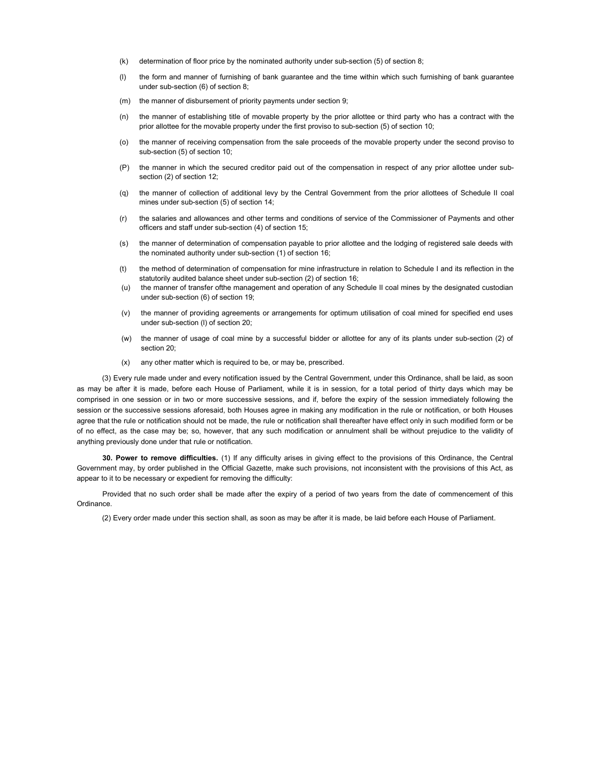(k) determination of floor price by the nominated authority under sub-section (5) of section 8;

(l) the form and manner of furnishing of bank guarantee and the time within which such furnishing of bank guarantee under sub-section (6) of section 8;

(m) the manner of disbursement of priority payments under section 9;

(n) the manner of establishing title of movable property by the prior allottee or third party who has a contract with the prior allottee for the movable property under the first proviso to sub-section (5) of section 10;

(o) the manner of receiving compensation from the sale proceeds of the movable property under the second proviso to sub-section (5) of section 10;

(P) the manner in which the secured creditor paid out of the compensation in respect of any prior allottee under sub-section (2) of section 12;

(q) the manner of collection of additional levy by the Central Government from the prior allottees of Schedule II coal mines under sub-section (5) of section 14;

(r) the salaries and allowances and other terms and conditions of service of the Commissioner of Payments and other officers and staff under sub-section (4) of section 15;

(s) the manner of determination of compensation payable to prior allottee and the lodging of registered sale deeds with the nominated authority under sub-section (1) of section 16;

(t) the method of determination of compensation for mine infrastructure in relation to Schedule I and its reflection in the statutorily audited balance sheet under sub-section (2) of section 16;

(u) the manner of transfer ofthe management and operation of any Schedule II coal mines by the designated custodian under sub-section (6) of section 19;

(v) the manner of providing agreements or arrangements for optimum utilisation of coal mined for specified end uses under sub-section (l) of section 20;

(w) the manner of usage of coal mine by a successful bidder or allottee for any of its plants under sub-section (2) of section 20;

(x) any other matter which is required to be, or may be, prescribed.

(3) Every rule made under and every notification issued by the Central Government, under this Ordinance, shall be laid, as soon as may be after it is made, before each House of Parliament, while it is in session, for a total period of thirty days which may be comprised in one session or in two or more successive sessions, and if, before the expiry of the session immediately following the session or the successive sessions aforesaid, both Houses agree in making any modification in the rule or notification, or both Houses agree that the rule or notification should not be made, the rule or notification shall thereafter have effect only in such modified form or be of no effect, as the case may be; so, however, that any such modification or annulment shall be without prejudice to the validity of anything previously done under that rule or notification.

**30. Power to remove difficulties.** (1) If any difficulty arises in giving effect to the provisions of this Ordinance, the Central Government may, by order published in the Official Gazette, make such provisions, not inconsistent with the provisions of this Act, as appear to it to be necessary or expedient for removing the difficulty:

Provided that no such order shall be made after the expiry of a period of two years from the date of commencement of this Ordinance.

(2) Every order made under this section shall, as soon as may be after it is made, be laid before each House of Parliament.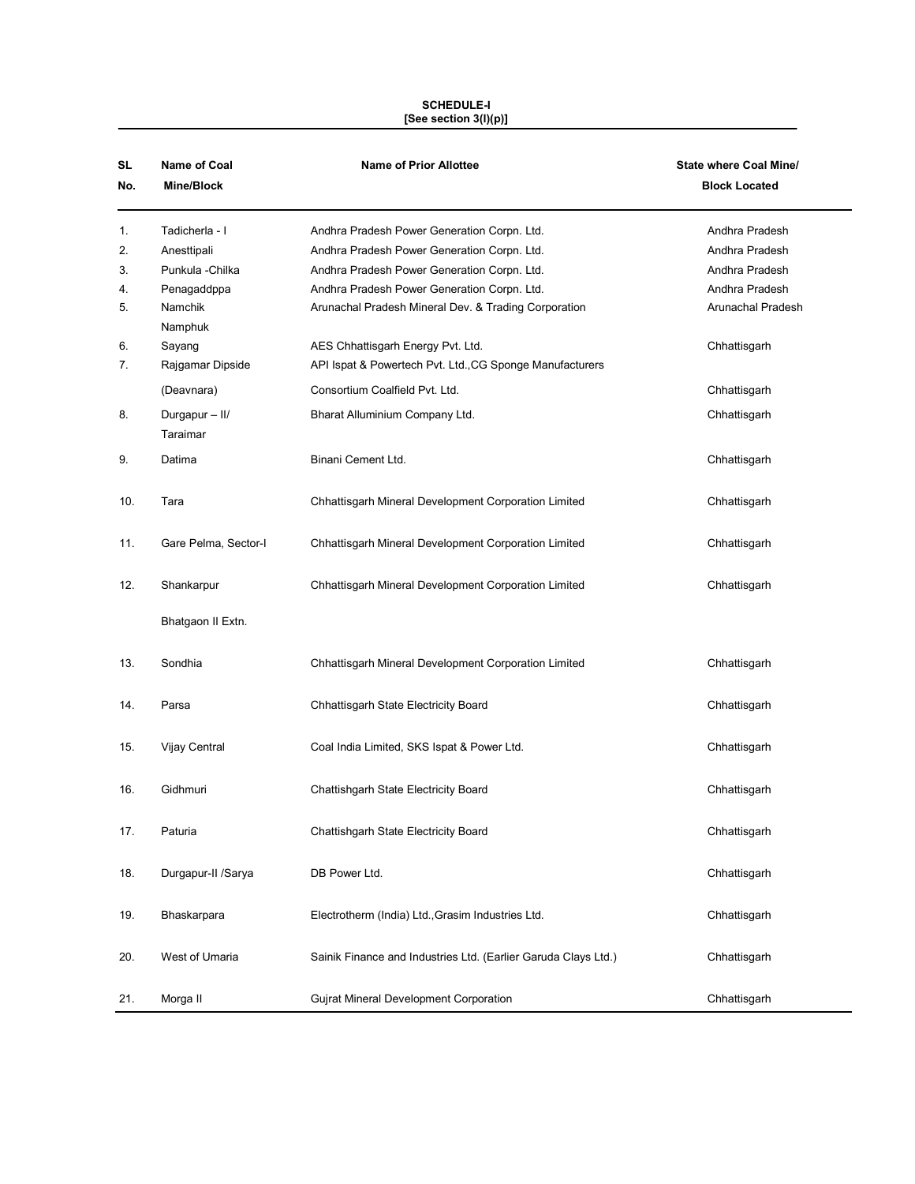**SCHEDULE-I**
**[See section 3(l)(p)]**

| SL No. | Name of Coal Mine/Block | Name of Prior Allottee | State where Coal Mine/ Block Located |
|---|---|---|---|
| 1. | Tadicherla - I | Andhra Pradesh Power Generation Corpn. Ltd. | Andhra Pradesh |
| 2. | Anesttipali | Andhra Pradesh Power Generation Corpn. Ltd. | Andhra Pradesh |
| 3. | Punkula -Chilka | Andhra Pradesh Power Generation Corpn. Ltd. | Andhra Pradesh |
| 4. | Penagaddppa | Andhra Pradesh Power Generation Corpn. Ltd. | Andhra Pradesh |
| 5. | Namchik Namphuk | Arunachal Pradesh Mineral Dev. & Trading Corporation | Arunachal Pradesh |
| 6. | Sayang | AES Chhattisgarh Energy Pvt. Ltd. | Chhattisgarh |
| 7. | Rajgamar Dipside (Deavnara) | API Ispat & Powertech Pvt. Ltd.,CG Sponge Manufacturers Consortium Coalfield Pvt. Ltd. | Chhattisgarh |
| 8. | Durgapur – II/ Taraimar | Bharat Alluminium Company Ltd. | Chhattisgarh |
| 9. | Datima | Binani Cement Ltd. | Chhattisgarh |
| 10. | Tara | Chhattisgarh Mineral Development Corporation Limited | Chhattisgarh |
| 11. | Gare Pelma, Sector-I | Chhattisgarh Mineral Development Corporation Limited | Chhattisgarh |
| 12. | Shankarpur Bhatgaon II Extn. | Chhattisgarh Mineral Development Corporation Limited | Chhattisgarh |
| 13. | Sondhia | Chhattisgarh Mineral Development Corporation Limited | Chhattisgarh |
| 14. | Parsa | Chhattisgarh State Electricity Board | Chhattisgarh |
| 15. | Vijay Central | Coal India Limited, SKS Ispat & Power Ltd. | Chhattisgarh |
| 16. | Gidhmuri | Chattishgarh State Electricity Board | Chhattisgarh |
| 17. | Paturia | Chattishgarh State Electricity Board | Chhattisgarh |
| 18. | Durgapur-II /Sarya | DB Power Ltd. | Chhattisgarh |
| 19. | Bhaskarpara | Electrotherm (India) Ltd.,Grasim Industries Ltd. | Chhattisgarh |
| 20. | West of Umaria | Sainik Finance and Industries Ltd. (Earlier Garuda Clays Ltd.) | Chhattisgarh |
| 21. | Morga II | Gujrat Mineral Development Corporation | Chhattisgarh |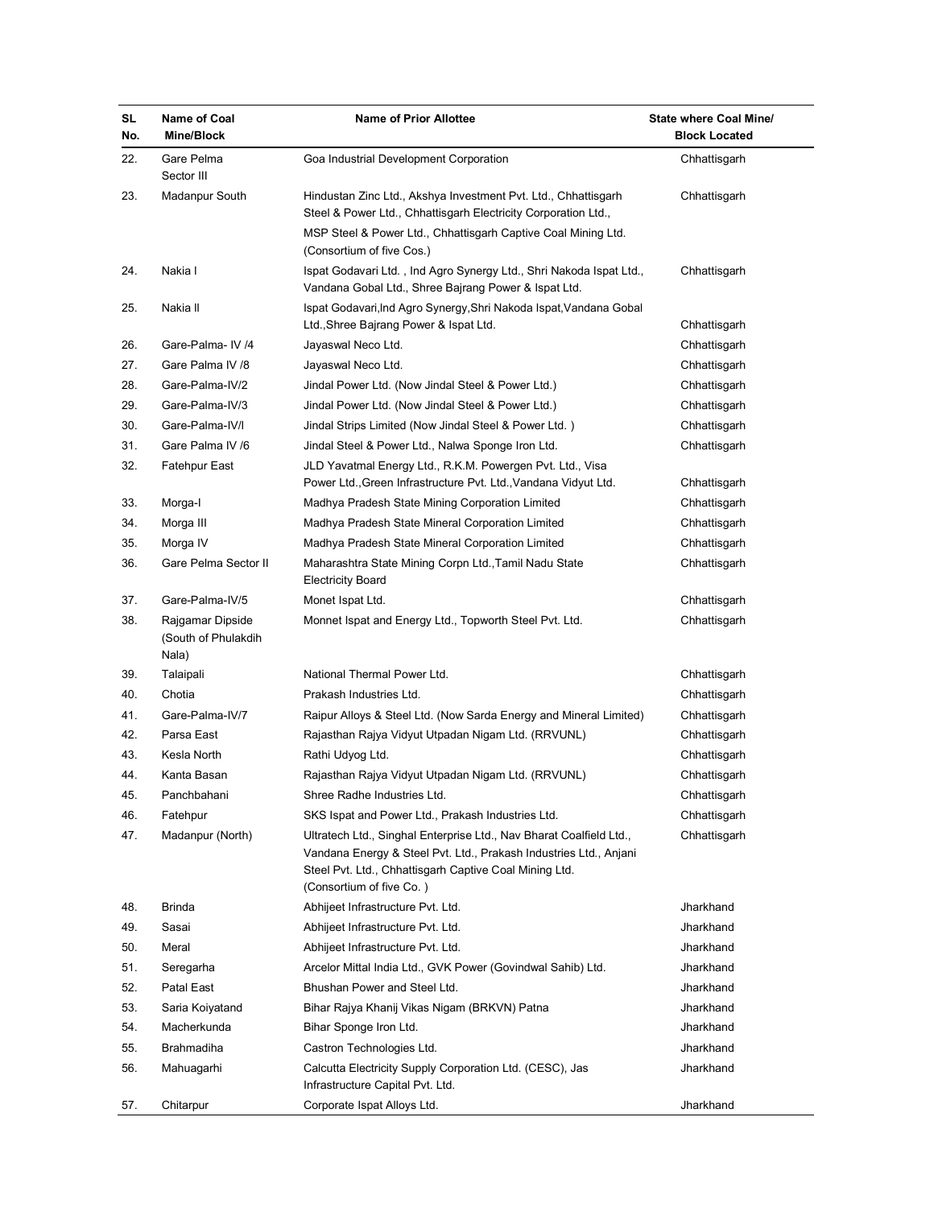| SL No. | Name of Coal Mine/Block | Name of Prior Allottee | State where Coal Mine/ Block Located |
|---|---|---|---|
| 22. | Gare Pelma Sector III | Goa Industrial Development Corporation | Chhattisgarh |
| 23. | Madanpur South | Hindustan Zinc Ltd., Akshya Investment Pvt. Ltd., Chhattisgarh Steel & Power Ltd., Chhattisgarh Electricity Corporation Ltd., MSP Steel & Power Ltd., Chhattisgarh Captive Coal Mining Ltd. (Consortium of five Cos.) | Chhattisgarh |
| 24. | Nakia I | Ispat Godavari Ltd. , Ind Agro Synergy Ltd., Shri Nakoda Ispat Ltd., Vandana Gobal Ltd., Shree Bajrang Power & Ispat Ltd. | Chhattisgarh |
| 25. | Nakia II | Ispat Godavari,Ind Agro Synergy,Shri Nakoda Ispat,Vandana Gobal Ltd.,Shree Bajrang Power & Ispat Ltd. | Chhattisgarh |
| 26. | Gare-Palma- IV /4 | Jayaswal Neco Ltd. | Chhattisgarh |
| 27. | Gare Palma IV /8 | Jayaswal Neco Ltd. | Chhattisgarh |
| 28. | Gare-Palma-IV/2 | Jindal Power Ltd. (Now Jindal Steel & Power Ltd.) | Chhattisgarh |
| 29. | Gare-Palma-IV/3 | Jindal Power Ltd. (Now Jindal Steel & Power Ltd.) | Chhattisgarh |
| 30. | Gare-Palma-IV/I | Jindal Strips Limited (Now Jindal Steel & Power Ltd. ) | Chhattisgarh |
| 31. | Gare Palma IV /6 | Jindal Steel & Power Ltd., Nalwa Sponge Iron Ltd. | Chhattisgarh |
| 32. | Fatehpur East | JLD Yavatmal Energy Ltd., R.K.M. Powergen Pvt. Ltd., Visa Power Ltd.,Green Infrastructure Pvt. Ltd.,Vandana Vidyut Ltd. | Chhattisgarh |
| 33. | Morga-I | Madhya Pradesh State Mining Corporation Limited | Chhattisgarh |
| 34. | Morga III | Madhya Pradesh State Mineral Corporation Limited | Chhattisgarh |
| 35. | Morga IV | Madhya Pradesh State Mineral Corporation Limited | Chhattisgarh |
| 36. | Gare Pelma Sector II | Maharashtra State Mining Corpn Ltd.,Tamil Nadu State Electricity Board | Chhattisgarh |
| 37. | Gare-Palma-IV/5 | Monet Ispat Ltd. | Chhattisgarh |
| 38. | Rajgamar Dipside (South of Phulakdih Nala) | Monnet Ispat and Energy Ltd., Topworth Steel Pvt. Ltd. | Chhattisgarh |
| 39. | Talaipali | National Thermal Power Ltd. | Chhattisgarh |
| 40. | Chotia | Prakash Industries Ltd. | Chhattisgarh |
| 41. | Gare-Palma-IV/7 | Raipur Alloys & Steel Ltd. (Now Sarda Energy and Mineral Limited) | Chhattisgarh |
| 42. | Parsa East | Rajasthan Rajya Vidyut Utpadan Nigam Ltd. (RRVUNL) | Chhattisgarh |
| 43. | Kesla North | Rathi Udyog Ltd. | Chhattisgarh |
| 44. | Kanta Basan | Rajasthan Rajya Vidyut Utpadan Nigam Ltd. (RRVUNL) | Chhattisgarh |
| 45. | Panchbahani | Shree Radhe Industries Ltd. | Chhattisgarh |
| 46. | Fatehpur | SKS Ispat and Power Ltd., Prakash Industries Ltd. | Chhattisgarh |
| 47. | Madanpur (North) | Ultratech Ltd., Singhal Enterprise Ltd., Nav Bharat Coalfield Ltd., Vandana Energy & Steel Pvt. Ltd., Prakash Industries Ltd., Anjani Steel Pvt. Ltd., Chhattisgarh Captive Coal Mining Ltd. (Consortium of five Co. ) | Chhattisgarh |
| 48. | Brinda | Abhijeet Infrastructure Pvt. Ltd. | Jharkhand |
| 49. | Sasai | Abhijeet Infrastructure Pvt. Ltd. | Jharkhand |
| 50. | Meral | Abhijeet Infrastructure Pvt. Ltd. | Jharkhand |
| 51. | Seregarha | Arcelor Mittal India Ltd., GVK Power (Govindwal Sahib) Ltd. | Jharkhand |
| 52. | Patal East | Bhushan Power and Steel Ltd. | Jharkhand |
| 53. | Saria Koiyatand | Bihar Rajya Khanij Vikas Nigam (BRKVN) Patna | Jharkhand |
| 54. | Macherkunda | Bihar Sponge Iron Ltd. | Jharkhand |
| 55. | Brahmadiha | Castron Technologies Ltd. | Jharkhand |
| 56. | Mahuagarhi | Calcutta Electricity Supply Corporation Ltd. (CESC), Jas Infrastructure Capital Pvt. Ltd. | Jharkhand |
| 57. | Chitarpur | Corporate Ispat Alloys Ltd. | Jharkhand |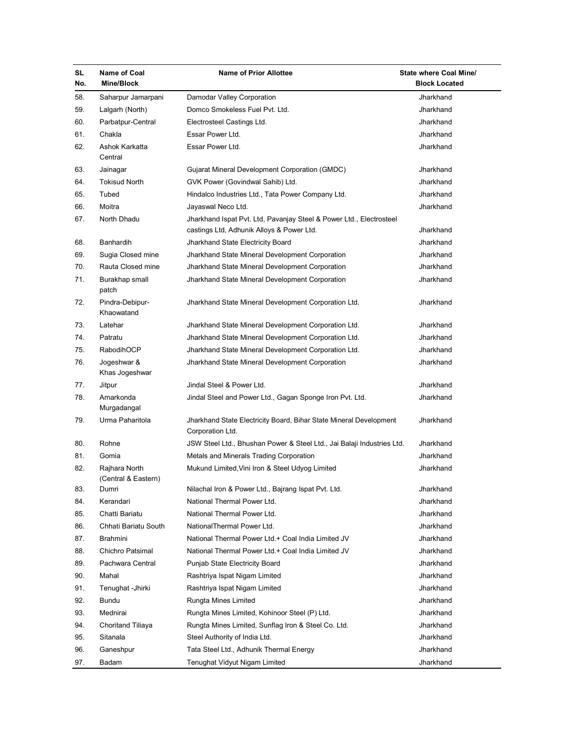| SL No. | Name of Coal Mine/Block | Name of Prior Allottee | State where Coal Mine/ Block Located |
|---|---|---|---|
| 58. | Saharpur Jamarpani | Damodar Valley Corporation | Jharkhand |
| 59. | Lalgarh (North) | Domco Smokeless Fuel Pvt. Ltd. | Jharkhand |
| 60. | Parbatpur-Central | Electrosteel Castings Ltd. | Jharkhand |
| 61. | Chakla | Essar Power Ltd. | Jharkhand |
| 62. | Ashok Karkatta Central | Essar Power Ltd. | Jharkhand |
| 63. | Jainagar | Gujarat Mineral Development Corporation (GMDC) | Jharkhand |
| 64. | Tokisud North | GVK Power (Govindwal Sahib) Ltd. | Jharkhand |
| 65. | Tubed | Hindalco Industries Ltd., Tata Power Company Ltd. | Jharkhand |
| 66. | Moitra | Jayaswal Neco Ltd. | Jharkhand |
| 67. | North Dhadu | Jharkhand Ispat Pvt. Ltd, Pavanjay Steel & Power Ltd., Electrosteel castings Ltd, Adhunik Alloys & Power Ltd. | Jharkhand |
| 68. | Banhardih | Jharkhand State Electricity Board | Jharkhand |
| 69. | Sugia Closed mine | Jharkhand State Mineral Development Corporation | Jharkhand |
| 70. | Rauta Closed mine | Jharkhand State Mineral Development Corporation | Jharkhand |
| 71. | Burakhap small patch | Jharkhand State Mineral Development Corporation | Jharkhand |
| 72. | Pindra-Debipur-Khaowatand | Jharkhand State Mineral Development Corporation Ltd. | Jharkhand |
| 73. | Latehar | Jharkhand State Mineral Development Corporation Ltd. | Jharkhand |
| 74. | Patratu | Jharkhand State Mineral Development Corporation Ltd. | Jharkhand |
| 75. | RabodihOCP | Jharkhand State Mineral Development Corporation Ltd. | Jharkhand |
| 76. | Jogeshwar & Khas Jogeshwar | Jharkhand State Mineral Development Corporation | Jharkhand |
| 77. | Jitpur | Jindal Steel & Power Ltd. | Jharkhand |
| 78. | Amarkonda Murgadangal | Jindal Steel and Power Ltd., Gagan Sponge Iron Pvt. Ltd. | Jharkhand |
| 79. | Urma Paharitola | Jharkhand State Electricity Board, Bihar State Mineral Development Corporation Ltd. | Jharkhand |
| 80. | Rohne | JSW Steel Ltd., Bhushan Power & Steel Ltd., Jai Balaji Industries Ltd. | Jharkhand |
| 81. | Gomia | Metals and Minerals Trading Corporation | Jharkhand |
| 82. | Rajhara North (Central & Eastern) | Mukund Limited,Vini Iron & Steel Udyog Limited | Jharkhand |
| 83. | Dumri | Nilachal Iron & Power Ltd., Bajrang Ispat Pvt. Ltd. | Jharkhand |
| 84. | Kerandari | National Thermal Power Ltd. | Jharkhand |
| 85. | Chatti Bariatu | National Thermal Power Ltd. | Jharkhand |
| 86. | Chhati Bariatu South | NationalThermal Power Ltd. | Jharkhand |
| 87. | Brahmini | National Thermal Power Ltd.+ Coal India Limited JV | Jharkhand |
| 88. | Chichro Patsimal | National Thermal Power Ltd.+ Coal India Limited JV | Jharkhand |
| 89. | Pachwara Central | Punjab State Electricity Board | Jharkhand |
| 90. | Mahal | Rashtriya Ispat Nigam Limited | Jharkhand |
| 91. | Tenughat -Jhirki | Rashtriya Ispat Nigam Limited | Jharkhand |
| 92. | Bundu | Rungta Mines Limited | Jharkhand |
| 93. | Mednirai | Rungta Mines Limited, Kohinoor Steel (P) Ltd. | Jharkhand |
| 94. | Choritand Tiliaya | Rungta Mines Limited, Sunflag Iron & Steel Co. Ltd. | Jharkhand |
| 95. | Sitanala | Steel Authority of India Ltd. | Jharkhand |
| 96. | Ganeshpur | Tata Steel Ltd., Adhunik Thermal Energy | Jharkhand |
| 97. | Badam | Tenughat Vidyut Nigam Limited | Jharkhand |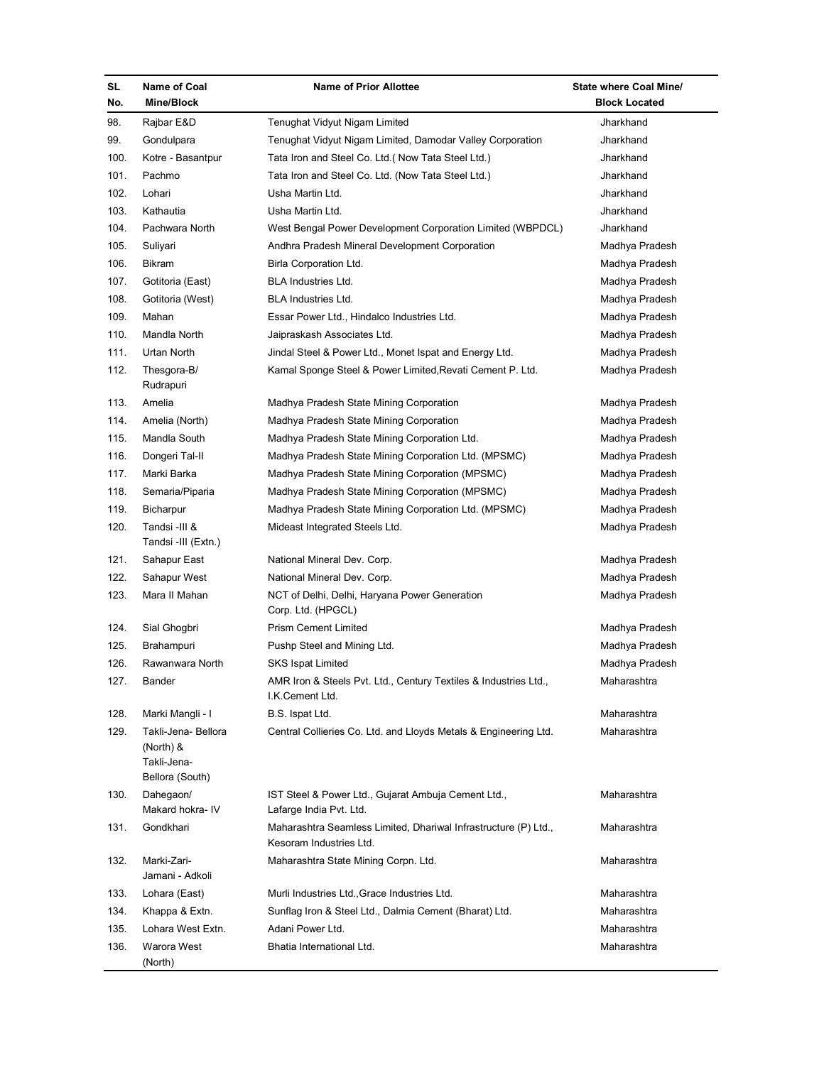| SL No. | Name of Coal Mine/Block | Name of Prior Allottee | State where Coal Mine/ Block Located |
|---|---|---|---|
| 98. | Rajbar E&D | Tenughat Vidyut Nigam Limited | Jharkhand |
| 99. | Gondulpara | Tenughat Vidyut Nigam Limited, Damodar Valley Corporation | Jharkhand |
| 100. | Kotre - Basantpur | Tata Iron and Steel Co. Ltd.( Now Tata Steel Ltd.) | Jharkhand |
| 101. | Pachmo | Tata Iron and Steel Co. Ltd. (Now Tata Steel Ltd.) | Jharkhand |
| 102. | Lohari | Usha Martin Ltd. | Jharkhand |
| 103. | Kathautia | Usha Martin Ltd. | Jharkhand |
| 104. | Pachwara North | West Bengal Power Development Corporation Limited (WBPDCL) | Jharkhand |
| 105. | Suliyari | Andhra Pradesh Mineral Development Corporation | Madhya Pradesh |
| 106. | Bikram | Birla Corporation Ltd. | Madhya Pradesh |
| 107. | Gotitoria (East) | BLA Industries Ltd. | Madhya Pradesh |
| 108. | Gotitoria (West) | BLA Industries Ltd. | Madhya Pradesh |
| 109. | Mahan | Essar Power Ltd., Hindalco Industries Ltd. | Madhya Pradesh |
| 110. | Mandla North | Jaipraskash Associates Ltd. | Madhya Pradesh |
| 111. | Urtan North | Jindal Steel & Power Ltd., Monet Ispat and Energy Ltd. | Madhya Pradesh |
| 112. | Thesgora-B/ Rudrapuri | Kamal Sponge Steel & Power Limited,Revati Cement P. Ltd. | Madhya Pradesh |
| 113. | Amelia | Madhya Pradesh State Mining Corporation | Madhya Pradesh |
| 114. | Amelia (North) | Madhya Pradesh State Mining Corporation | Madhya Pradesh |
| 115. | Mandla South | Madhya Pradesh State Mining Corporation Ltd. | Madhya Pradesh |
| 116. | Dongeri Tal-II | Madhya Pradesh State Mining Corporation Ltd. (MPSMC) | Madhya Pradesh |
| 117. | Marki Barka | Madhya Pradesh State Mining Corporation (MPSMC) | Madhya Pradesh |
| 118. | Semaria/Piparia | Madhya Pradesh State Mining Corporation (MPSMC) | Madhya Pradesh |
| 119. | Bicharpur | Madhya Pradesh State Mining Corporation Ltd. (MPSMC) | Madhya Pradesh |
| 120. | Tandsi -III & Tandsi -III (Extn.) | Mideast Integrated Steels Ltd. | Madhya Pradesh |
| 121. | Sahapur East | National Mineral Dev. Corp. | Madhya Pradesh |
| 122. | Sahapur West | National Mineral Dev. Corp. | Madhya Pradesh |
| 123. | Mara II Mahan | NCT of Delhi, Delhi, Haryana Power Generation Corp. Ltd. (HPGCL) | Madhya Pradesh |
| 124. | Sial Ghogbri | Prism Cement Limited | Madhya Pradesh |
| 125. | Brahampuri | Pushp Steel and Mining Ltd. | Madhya Pradesh |
| 126. | Rawanwara North | SKS Ispat Limited | Madhya Pradesh |
| 127. | Bander | AMR Iron & Steels Pvt. Ltd., Century Textiles & Industries Ltd., I.K.Cement Ltd. | Maharashtra |
| 128. | Marki Mangli - I | B.S. Ispat Ltd. | Maharashtra |
| 129. | Takli-Jena- Bellora (North) & Takli-Jena- Bellora (South) | Central Collieries Co. Ltd. and Lloyds Metals & Engineering Ltd. | Maharashtra |
| 130. | Dahegaon/ Makard hokra- IV | IST Steel & Power Ltd., Gujarat Ambuja Cement Ltd., Lafarge India Pvt. Ltd. | Maharashtra |
| 131. | Gondkhari | Maharashtra Seamless Limited, Dhariwal Infrastructure (P) Ltd., Kesoram Industries Ltd. | Maharashtra |
| 132. | Marki-Zari- Jamani - Adkoli | Maharashtra State Mining Corpn. Ltd. | Maharashtra |
| 133. | Lohara (East) | Murli Industries Ltd.,Grace Industries Ltd. | Maharashtra |
| 134. | Khappa & Extn. | Sunflag Iron & Steel Ltd., Dalmia Cement (Bharat) Ltd. | Maharashtra |
| 135. | Lohara West Extn. | Adani Power Ltd. | Maharashtra |
| 136. | Warora West (North) | Bhatia International Ltd. | Maharashtra |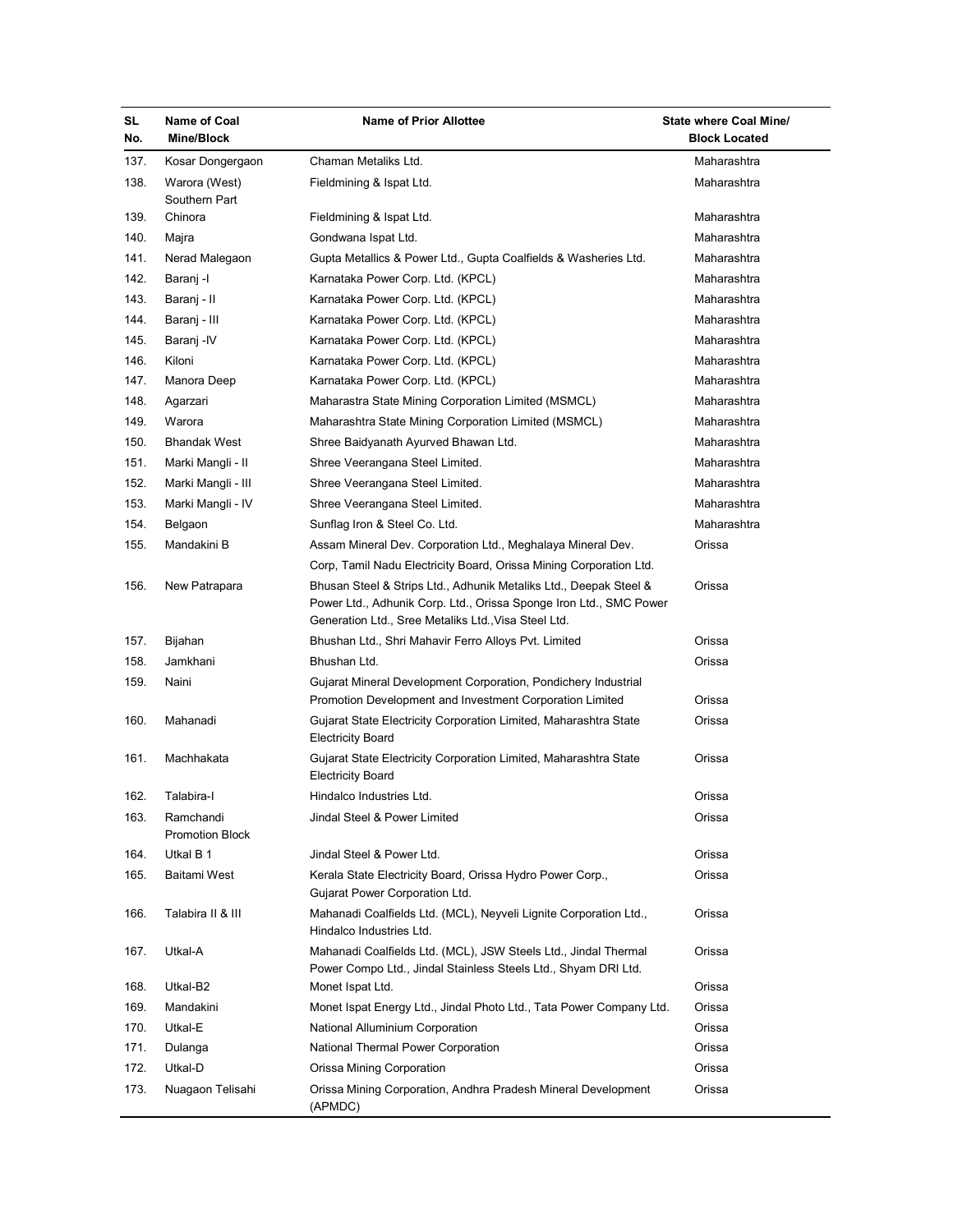| SL No. | Name of Coal Mine/Block | Name of Prior Allottee | State where Coal Mine/ Block Located |
|---|---|---|---|
| 137. | Kosar Dongergaon | Chaman Metaliks Ltd. | Maharashtra |
| 138. | Warora (West) Southern Part | Fieldmining & Ispat Ltd. | Maharashtra |
| 139. | Chinora | Fieldmining & Ispat Ltd. | Maharashtra |
| 140. | Majra | Gondwana Ispat Ltd. | Maharashtra |
| 141. | Nerad Malegaon | Gupta Metallics & Power Ltd., Gupta Coalfields & Washeries Ltd. | Maharashtra |
| 142. | Baranj -I | Karnataka Power Corp. Ltd. (KPCL) | Maharashtra |
| 143. | Baranj - II | Karnataka Power Corp. Ltd. (KPCL) | Maharashtra |
| 144. | Baranj - III | Karnataka Power Corp. Ltd. (KPCL) | Maharashtra |
| 145. | Baranj -IV | Karnataka Power Corp. Ltd. (KPCL) | Maharashtra |
| 146. | Kiloni | Karnataka Power Corp. Ltd. (KPCL) | Maharashtra |
| 147. | Manora Deep | Karnataka Power Corp. Ltd. (KPCL) | Maharashtra |
| 148. | Agarzari | Maharastra State Mining Corporation Limited (MSMCL) | Maharashtra |
| 149. | Warora | Maharashtra State Mining Corporation Limited (MSMCL) | Maharashtra |
| 150. | Bhandak West | Shree Baidyanath Ayurved Bhawan Ltd. | Maharashtra |
| 151. | Marki Mangli - II | Shree Veerangana Steel Limited. | Maharashtra |
| 152. | Marki Mangli - III | Shree Veerangana Steel Limited. | Maharashtra |
| 153. | Marki Mangli - IV | Shree Veerangana Steel Limited. | Maharashtra |
| 154. | Belgaon | Sunflag Iron & Steel Co. Ltd. | Maharashtra |
| 155. | Mandakini B | Assam Mineral Dev. Corporation Ltd., Meghalaya Mineral Dev. Corp, Tamil Nadu Electricity Board, Orissa Mining Corporation Ltd. | Orissa |
| 156. | New Patrapara | Bhusan Steel & Strips Ltd., Adhunik Metaliks Ltd., Deepak Steel & Power Ltd., Adhunik Corp. Ltd., Orissa Sponge Iron Ltd., SMC Power Generation Ltd., Sree Metaliks Ltd.,Visa Steel Ltd. | Orissa |
| 157. | Bijahan | Bhushan Ltd., Shri Mahavir Ferro Alloys Pvt. Limited | Orissa |
| 158. | Jamkhani | Bhushan Ltd. | Orissa |
| 159. | Naini | Gujarat Mineral Development Corporation, Pondichery Industrial Promotion Development and Investment Corporation Limited | Orissa |
| 160. | Mahanadi | Gujarat State Electricity Corporation Limited, Maharashtra State Electricity Board | Orissa |
| 161. | Machhakata | Gujarat State Electricity Corporation Limited, Maharashtra State Electricity Board | Orissa |
| 162. | Talabira-I | Hindalco Industries Ltd. | Orissa |
| 163. | Ramchandi Promotion Block | Jindal Steel & Power Limited | Orissa |
| 164. | Utkal B 1 | Jindal Steel & Power Ltd. | Orissa |
| 165. | Baitami West | Kerala State Electricity Board, Orissa Hydro Power Corp., Gujarat Power Corporation Ltd. | Orissa |
| 166. | Talabira II & III | Mahanadi Coalfields Ltd. (MCL), Neyveli Lignite Corporation Ltd., Hindalco Industries Ltd. | Orissa |
| 167. | Utkal-A | Mahanadi Coalfields Ltd. (MCL), JSW Steels Ltd., Jindal Thermal Power Compo Ltd., Jindal Stainless Steels Ltd., Shyam DRI Ltd. | Orissa |
| 168. | Utkal-B2 | Monet Ispat Ltd. | Orissa |
| 169. | Mandakini | Monet Ispat Energy Ltd., Jindal Photo Ltd., Tata Power Company Ltd. | Orissa |
| 170. | Utkal-E | National Alluminium Corporation | Orissa |
| 171. | Dulanga | National Thermal Power Corporation | Orissa |
| 172. | Utkal-D | Orissa Mining Corporation | Orissa |
| 173. | Nuagaon Telisahi | Orissa Mining Corporation, Andhra Pradesh Mineral Development (APMDC) | Orissa |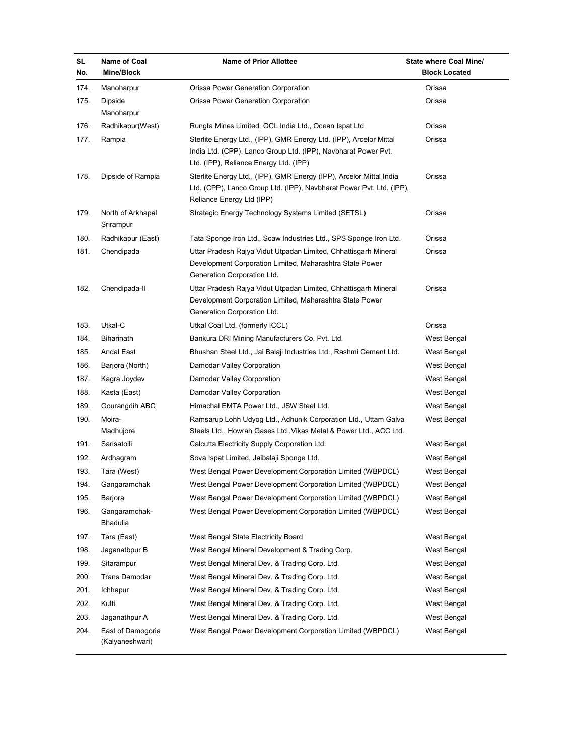| SL No. | Name of Coal Mine/Block | Name of Prior Allottee | State where Coal Mine/ Block Located |
|---|---|---|---|
| 174. | Manoharpur | Orissa Power Generation Corporation | Orissa |
| 175. | Dipside Manoharpur | Orissa Power Generation Corporation | Orissa |
| 176. | Radhikapur(West) | Rungta Mines Limited, OCL India Ltd., Ocean Ispat Ltd | Orissa |
| 177. | Rampia | Sterlite Energy Ltd., (IPP), GMR Energy Ltd. (IPP), Arcelor Mittal India Ltd. (CPP), Lanco Group Ltd. (IPP), Navbharat Power Pvt. Ltd. (IPP), Reliance Energy Ltd. (IPP) | Orissa |
| 178. | Dipside of Rampia | Sterlite Energy Ltd., (IPP), GMR Energy (IPP), Arcelor Mittal India Ltd. (CPP), Lanco Group Ltd. (IPP), Navbharat Power Pvt. Ltd. (IPP), Reliance Energy Ltd (IPP) | Orissa |
| 179. | North of Arkhapal Srirampur | Strategic Energy Technology Systems Limited (SETSL) | Orissa |
| 180. | Radhikapur (East) | Tata Sponge Iron Ltd., Scaw Industries Ltd., SPS Sponge Iron Ltd. | Orissa |
| 181. | Chendipada | Uttar Pradesh Rajya Vidut Utpadan Limited, Chhattisgarh Mineral Development Corporation Limited, Maharashtra State Power Generation Corporation Ltd. | Orissa |
| 182. | Chendipada-II | Uttar Pradesh Rajya Vidut Utpadan Limited, Chhattisgarh Mineral Development Corporation Limited, Maharashtra State Power Generation Corporation Ltd. | Orissa |
| 183. | Utkal-C | Utkal Coal Ltd. (formerly ICCL) | Orissa |
| 184. | Biharinath | Bankura DRI Mining Manufacturers Co. Pvt. Ltd. | West Bengal |
| 185. | Andal East | Bhushan Steel Ltd., Jai Balaji Industries Ltd., Rashmi Cement Ltd. | West Bengal |
| 186. | Barjora (North) | Damodar Valley Corporation | West Bengal |
| 187. | Kagra Joydev | Damodar Valley Corporation | West Bengal |
| 188. | Kasta (East) | Damodar Valley Corporation | West Bengal |
| 189. | Gourangdih ABC | Himachal EMTA Power Ltd., JSW Steel Ltd. | West Bengal |
| 190. | Moira-Madhujore | Ramsarup Lohh Udyog Ltd., Adhunik Corporation Ltd., Uttam Galva Steels Ltd., Howrah Gases Ltd.,Vikas Metal & Power Ltd., ACC Ltd. | West Bengal |
| 191. | Sarisatolli | Calcutta Electricity Supply Corporation Ltd. | West Bengal |
| 192. | Ardhagram | Sova Ispat Limited, Jaibalaji Sponge Ltd. | West Bengal |
| 193. | Tara (West) | West Bengal Power Development Corporation Limited (WBPDCL) | West Bengal |
| 194. | Gangaramchak | West Bengal Power Development Corporation Limited (WBPDCL) | West Bengal |
| 195. | Barjora | West Bengal Power Development Corporation Limited (WBPDCL) | West Bengal |
| 196. | Gangaramchak-Bhadulia | West Bengal Power Development Corporation Limited (WBPDCL) | West Bengal |
| 197. | Tara (East) | West Bengal State Electricity Board | West Bengal |
| 198. | Jaganatbpur B | West Bengal Mineral Development & Trading Corp. | West Bengal |
| 199. | Sitarampur | West Bengal Mineral Dev. & Trading Corp. Ltd. | West Bengal |
| 200. | Trans Damodar | West Bengal Mineral Dev. & Trading Corp. Ltd. | West Bengal |
| 201. | Ichhapur | West Bengal Mineral Dev. & Trading Corp. Ltd. | West Bengal |
| 202. | Kulti | West Bengal Mineral Dev. & Trading Corp. Ltd. | West Bengal |
| 203. | Jaganathpur A | West Bengal Mineral Dev. & Trading Corp. Ltd. | West Bengal |
| 204. | East of Damogoria (Kalyaneshwari) | West Bengal Power Development Corporation Limited (WBPDCL) | West Bengal |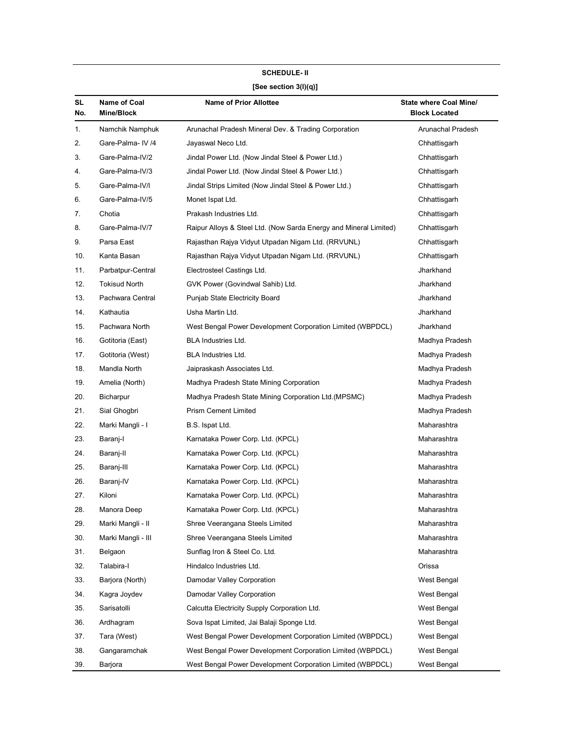## SCHEDULE- II

**[See section 3(l)(q)]**

| SL No. | Name of Coal Mine/Block | Name of Prior Allottee | State where Coal Mine/ Block Located |
|---|---|---|---|
| 1. | Namchik Namphuk | Arunachal Pradesh Mineral Dev. & Trading Corporation | Arunachal Pradesh |
| 2. | Gare-Palma- IV /4 | Jayaswal Neco Ltd. | Chhattisgarh |
| 3. | Gare-Palma-IV/2 | Jindal Power Ltd. (Now Jindal Steel & Power Ltd.) | Chhattisgarh |
| 4. | Gare-Palma-IV/3 | Jindal Power Ltd. (Now Jindal Steel & Power Ltd.) | Chhattisgarh |
| 5. | Gare-Palma-IV/l | Jindal Strips Limited (Now Jindal Steel & Power Ltd.) | Chhattisgarh |
| 6. | Gare-Palma-IV/5 | Monet Ispat Ltd. | Chhattisgarh |
| 7. | Chotia | Prakash Industries Ltd. | Chhattisgarh |
| 8. | Gare-Palma-IV/7 | Raipur Alloys & Steel Ltd. (Now Sarda Energy and Mineral Limited) | Chhattisgarh |
| 9. | Parsa East | Rajasthan Rajya Vidyut Utpadan Nigam Ltd. (RRVUNL) | Chhattisgarh |
| 10. | Kanta Basan | Rajasthan Rajya Vidyut Utpadan Nigam Ltd. (RRVUNL) | Chhattisgarh |
| 11. | Parbatpur-Central | Electrosteel Castings Ltd. | Jharkhand |
| 12. | Tokisud North | GVK Power (Govindwal Sahib) Ltd. | Jharkhand |
| 13. | Pachwara Central | Punjab State Electricity Board | Jharkhand |
| 14. | Kathautia | Usha Martin Ltd. | Jharkhand |
| 15. | Pachwara North | West Bengal Power Development Corporation Limited (WBPDCL) | Jharkhand |
| 16. | Gotitoria (East) | BLA Industries Ltd. | Madhya Pradesh |
| 17. | Gotitoria (West) | BLA Industries Ltd. | Madhya Pradesh |
| 18. | Mandla North | Jaipraskash Associates Ltd. | Madhya Pradesh |
| 19. | Amelia (North) | Madhya Pradesh State Mining Corporation | Madhya Pradesh |
| 20. | Bicharpur | Madhya Pradesh State Mining Corporation Ltd.(MPSMC) | Madhya Pradesh |
| 21. | Sial Ghogbri | Prism Cement Limited | Madhya Pradesh |
| 22. | Marki Mangli - I | B.S. Ispat Ltd. | Maharashtra |
| 23. | Baranj-I | Karnataka Power Corp. Ltd. (KPCL) | Maharashtra |
| 24. | Baranj-II | Karnataka Power Corp. Ltd. (KPCL) | Maharashtra |
| 25. | Baranj-III | Karnataka Power Corp. Ltd. (KPCL) | Maharashtra |
| 26. | Baranj-IV | Karnataka Power Corp. Ltd. (KPCL) | Maharashtra |
| 27. | Kiloni | Karnataka Power Corp. Ltd. (KPCL) | Maharashtra |
| 28. | Manora Deep | Karnataka Power Corp. Ltd. (KPCL) | Maharashtra |
| 29. | Marki Mangli - II | Shree Veerangana Steels Limited | Maharashtra |
| 30. | Marki Mangli - III | Shree Veerangana Steels Limited | Maharashtra |
| 31. | Belgaon | Sunflag Iron & Steel Co. Ltd. | Maharashtra |
| 32. | Talabira-I | Hindalco Industries Ltd. | Orissa |
| 33. | Barjora (North) | Damodar Valley Corporation | West Bengal |
| 34. | Kagra Joydev | Damodar Valley Corporation | West Bengal |
| 35. | Sarisatolli | Calcutta Electricity Supply Corporation Ltd. | West Bengal |
| 36. | Ardhagram | Sova Ispat Limited, Jai Balaji Sponge Ltd. | West Bengal |
| 37. | Tara (West) | West Bengal Power Development Corporation Limited (WBPDCL) | West Bengal |
| 38. | Gangaramchak | West Bengal Power Development Corporation Limited (WBPDCL) | West Bengal |
| 39. | Barjora | West Bengal Power Development Corporation Limited (WBPDCL) | West Bengal |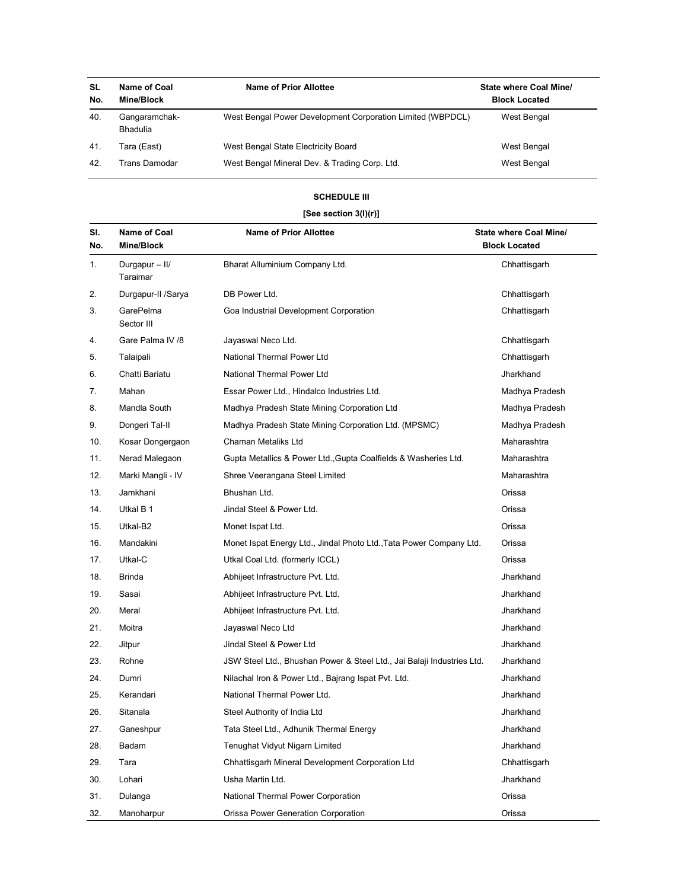| SL No. | Name of Coal Mine/Block | Name of Prior Allottee | State where Coal Mine/ Block Located |
|---|---|---|---|
| 40. | Gangaramchak-Bhadulia | West Bengal Power Development Corporation Limited (WBPDCL) | West Bengal |
| 41. | Tara (East) | West Bengal State Electricity Board | West Bengal |
| 42. | Trans Damodar | West Bengal Mineral Dev. & Trading Corp. Ltd. | West Bengal |

**SCHEDULE III**

**[See section 3(l)(r)]**

| Sl. No. | Name of Coal Mine/Block | Name of Prior Allottee | State where Coal Mine/ Block Located |
|---|---|---|---|
| 1. | Durgapur – II/ Taraimar | Bharat Alluminium Company Ltd. | Chhattisgarh |
| 2. | Durgapur-II /Sarya | DB Power Ltd. | Chhattisgarh |
| 3. | GarePelma Sector III | Goa Industrial Development Corporation | Chhattisgarh |
| 4. | Gare Palma IV /8 | Jayaswal Neco Ltd. | Chhattisgarh |
| 5. | Talaipali | National Thermal Power Ltd | Chhattisgarh |
| 6. | Chatti Bariatu | National Thermal Power Ltd | Jharkhand |
| 7. | Mahan | Essar Power Ltd., Hindalco Industries Ltd. | Madhya Pradesh |
| 8. | Mandla South | Madhya Pradesh State Mining Corporation Ltd | Madhya Pradesh |
| 9. | Dongeri Tal-II | Madhya Pradesh State Mining Corporation Ltd. (MPSMC) | Madhya Pradesh |
| 10. | Kosar Dongergaon | Chaman Metaliks Ltd | Maharashtra |
| 11. | Nerad Malegaon | Gupta Metallics & Power Ltd.,Gupta Coalfields & Washeries Ltd. | Maharashtra |
| 12. | Marki Mangli - IV | Shree Veerangana Steel Limited | Maharashtra |
| 13. | Jamkhani | Bhushan Ltd. | Orissa |
| 14. | Utkal B 1 | Jindal Steel & Power Ltd. | Orissa |
| 15. | Utkal-B2 | Monet Ispat Ltd. | Orissa |
| 16. | Mandakini | Monet Ispat Energy Ltd., Jindal Photo Ltd.,Tata Power Company Ltd. | Orissa |
| 17. | Utkal-C | Utkal Coal Ltd. (formerly ICCL) | Orissa |
| 18. | Brinda | Abhijeet Infrastructure Pvt. Ltd. | Jharkhand |
| 19. | Sasai | Abhijeet Infrastructure Pvt. Ltd. | Jharkhand |
| 20. | Meral | Abhijeet Infrastructure Pvt. Ltd. | Jharkhand |
| 21. | Moitra | Jayaswal Neco Ltd | Jharkhand |
| 22. | Jitpur | Jindal Steel & Power Ltd | Jharkhand |
| 23. | Rohne | JSW Steel Ltd., Bhushan Power & Steel Ltd., Jai Balaji Industries Ltd. | Jharkhand |
| 24. | Dumri | Nilachal Iron & Power Ltd., Bajrang Ispat Pvt. Ltd. | Jharkhand |
| 25. | Kerandari | National Thermal Power Ltd. | Jharkhand |
| 26. | Sitanala | Steel Authority of India Ltd | Jharkhand |
| 27. | Ganeshpur | Tata Steel Ltd., Adhunik Thermal Energy | Jharkhand |
| 28. | Badam | Tenughat Vidyut Nigam Limited | Jharkhand |
| 29. | Tara | Chhattisgarh Mineral Development Corporation Ltd | Chhattisgarh |
| 30. | Lohari | Usha Martin Ltd. | Jharkhand |
| 31. | Dulanga | National Thermal Power Corporation | Orissa |
| 32. | Manoharpur | Orissa Power Generation Corporation | Orissa |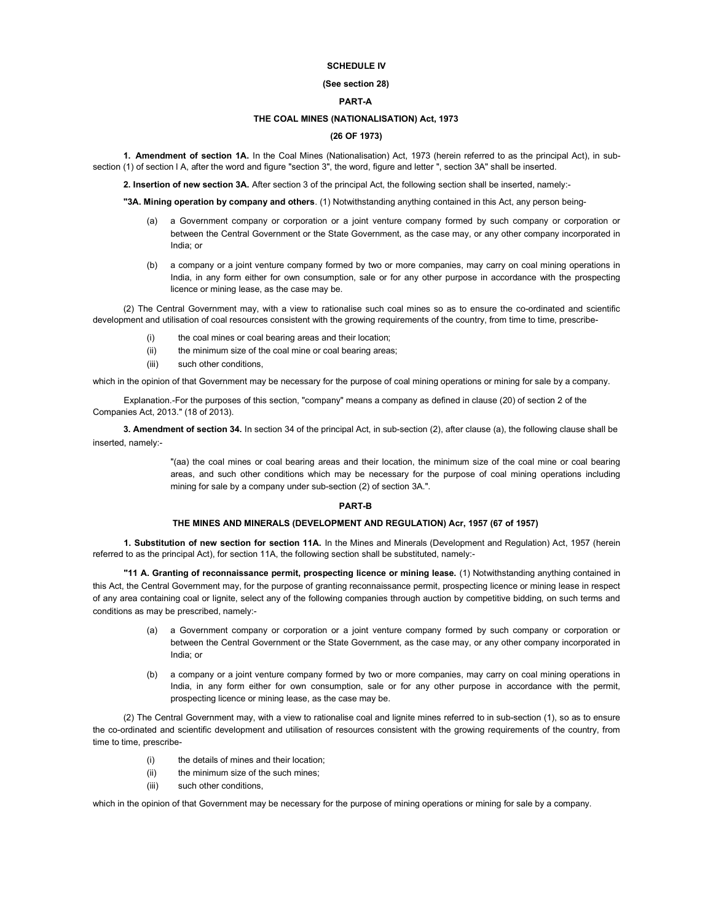**SCHEDULE IV**

**(See section 28)**

**PART-A**

**THE COAL MINES (NATIONALISATION) Act, 1973**

**(26 OF 1973)**

**1. Amendment of section 1A.** In the Coal Mines (Nationalisation) Act, 1973 (herein referred to as the principal Act), in sub-section (1) of section l A, after the word and figure "section 3", the word, figure and letter ", section 3A" shall be inserted.

**2. Insertion of new section 3A.** After section 3 of the principal Act, the following section shall be inserted, namely:-

**"3A. Mining operation by company and others**. (1) Notwithstanding anything contained in this Act, any person being-

(a) a Government company or corporation or a joint venture company formed by such company or corporation or between the Central Government or the State Government, as the case may, or any other company incorporated in India; or

(b) a company or a joint venture company formed by two or more companies, may carry on coal mining operations in India, in any form either for own consumption, sale or for any other purpose in accordance with the prospecting licence or mining lease, as the case may be.

(2) The Central Government may, with a view to rationalise such coal mines so as to ensure the co-ordinated and scientific development and utilisation of coal resources consistent with the growing requirements of the country, from time to time, prescribe-

(i) the coal mines or coal bearing areas and their location;

(ii) the minimum size of the coal mine or coal bearing areas;

(iii) such other conditions,

which in the opinion of that Government may be necessary for the purpose of coal mining operations or mining for sale by a company.

Explanation.-For the purposes of this section, "company" means a company as defined in clause (20) of section 2 of the Companies Act, 2013." (18 of 2013).

**3. Amendment of section 34.** In section 34 of the principal Act, in sub-section (2), after clause (a), the following clause shall be inserted, namely:-

"(aa) the coal mines or coal bearing areas and their location, the minimum size of the coal mine or coal bearing areas, and such other conditions which may be necessary for the purpose of coal mining operations including mining for sale by a company under sub-section (2) of section 3A.".

**PART-B**

**THE MINES AND MINERALS (DEVELOPMENT AND REGULATION) Acr, 1957 (67 of 1957)**

**1. Substitution of new section for section 11A.** In the Mines and Minerals (Development and Regulation) Act, 1957 (herein referred to as the principal Act), for section 11A, the following section shall be substituted, namely:-

**"11 A. Granting of reconnaissance permit, prospecting licence or mining lease.** (1) Notwithstanding anything contained in this Act, the Central Government may, for the purpose of granting reconnaissance permit, prospecting licence or mining lease in respect of any area containing coal or lignite, select any of the following companies through auction by competitive bidding, on such terms and conditions as may be prescribed, namely:-

(a) a Government company or corporation or a joint venture company formed by such company or corporation or between the Central Government or the State Government, as the case may, or any other company incorporated in India; or

(b) a company or a joint venture company formed by two or more companies, may carry on coal mining operations in India, in any form either for own consumption, sale or for any other purpose in accordance with the permit, prospecting licence or mining lease, as the case may be.

(2) The Central Government may, with a view to rationalise coal and lignite mines referred to in sub-section (1), so as to ensure the co-ordinated and scientific development and utilisation of resources consistent with the growing requirements of the country, from time to time, prescribe-

(i) the details of mines and their location;

(ii) the minimum size of the such mines;

(iii) such other conditions,

which in the opinion of that Government may be necessary for the purpose of mining operations or mining for sale by a company.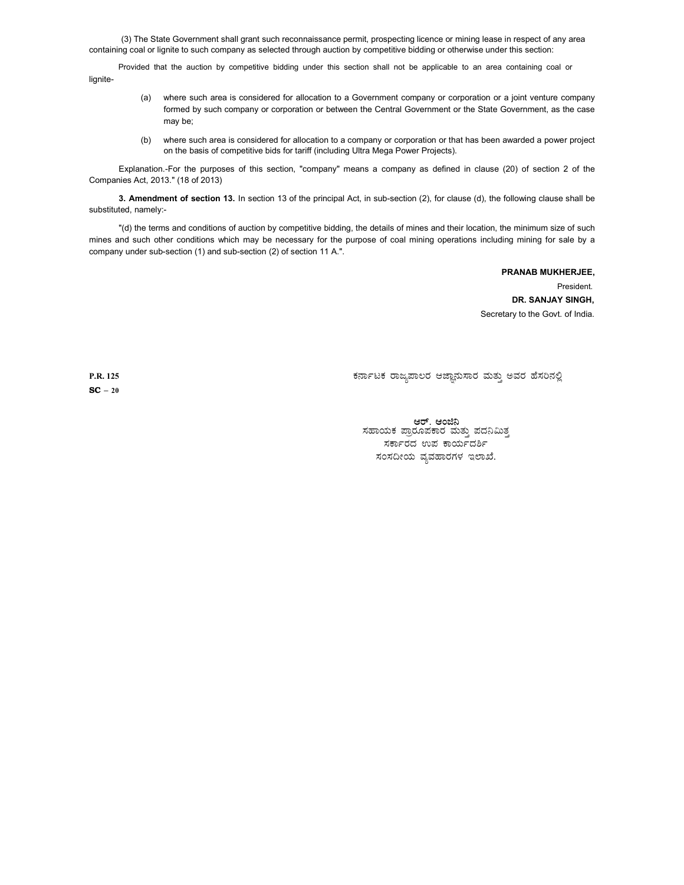(3) The State Government shall grant such reconnaissance permit, prospecting licence or mining lease in respect of any area containing coal or lignite to such company as selected through auction by competitive bidding or otherwise under this section:

Provided that the auction by competitive bidding under this section shall not be applicable to an area containing coal or lignite-

(a) where such area is considered for allocation to a Government company or corporation or a joint venture company formed by such company or corporation or between the Central Government or the State Government, as the case may be;

(b) where such area is considered for allocation to a company or corporation or that has been awarded a power project on the basis of competitive bids for tariff (including Ultra Mega Power Projects).

Explanation.-For the purposes of this section, "company" means a company as defined in clause (20) of section 2 of the Companies Act, 2013." (18 of 2013)

**3. Amendment of section 13.** In section 13 of the principal Act, in sub-section (2), for clause (d), the following clause shall be substituted, namely:-

"(d) the terms and conditions of auction by competitive bidding, the details of mines and their location, the minimum size of such mines and such other conditions which may be necessary for the purpose of coal mining operations including mining for sale by a company under sub-section (1) and sub-section (2) of section 11 A.".

**PRANAB MUKHERJEE,**
President.

**DR. SANJAY SINGH,**
Secretary to the Govt. of India.

**P.R. 125**
**SC – 20**

ಕರ್ನಾಟಕ ರಾಜ್ಯಪಾಲರ ಆಜ್ಞಾನುಸಾರ ಮತ್ತು ಅವರ ಹೆಸರಿನಲ್ಲಿ

**ಆರ್. ಆಂಜನಿ**
ಸಹಾಯಕ ಪ್ರಾರೂಪಕಾರ ಮತ್ತು ಪದನಿಮಿತ್ತ
ಸರ್ಕಾರದ ಉಪ ಕಾರ್ಯದರ್ಶಿ
ಸಂಸದೀಯ ವ್ಯವಹಾರಗಳ ಇಲಾಖೆ.